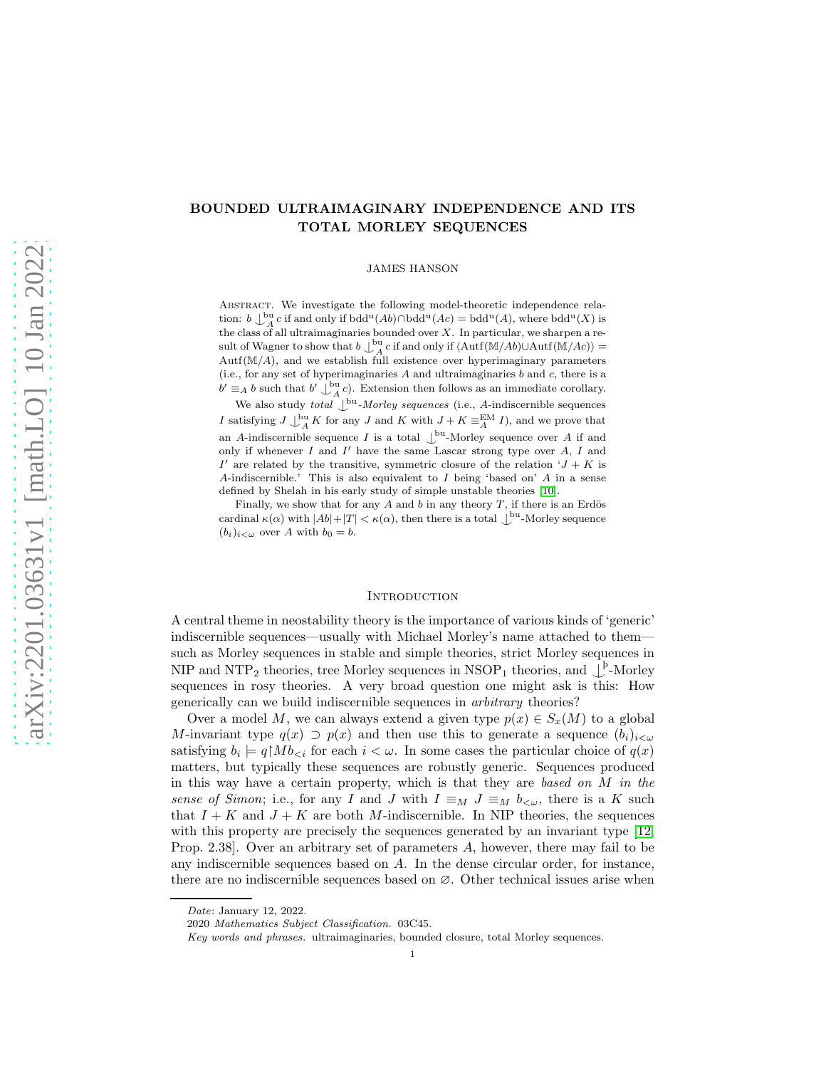# BOUNDED ULTRAIMAGINARY INDEPENDENCE AND ITS TOTAL MORLEY SEQUENCES

JAMES HANSON

Abstract. We investigate the following model-theoretic independence relation: $b \mathop{\smile\!\!\!\!\!\mid}^{\text{bu}}_A c$ if and only if $\text{bdd}^{\text{u}}(Ab) \cap \text{bdd}^{\text{u}}(Ac) = \text{bdd}^{\text{u}}(A)$, where $\text{bdd}^{\text{u}}(X)$ is the class of all ultraimaginaries bounded over $X$. In particular, we sharpen a result of Wagner to show that $b \mathop{\smile\!\!\!\!\!\mid}^{\text{bu}}_A c$ if and only if $\langle \text{Autf}(\mathbb{M}/Ab) \cup \text{Autf}(\mathbb{M}/Ac) \rangle = \text{Autf}(\mathbb{M}/A)$, and we establish full existence over hyperimaginary parameters (i.e., for any set of hyperimaginaries $A$ and ultraimaginaries $b$ and $c$, there is a $b' \equiv_A b$ such that $b' \mathop{\smile\!\!\!\!\!\mid}^{\text{bu}}_A c$). Extension then follows as an immediate corollary.

We also study *total* $\mathop{\smile\!\!\!\!\!\mid}^{\text{bu}}$*-Morley sequences* (i.e., $A$-indiscernible sequences $I$ satisfying $J \mathop{\smile\!\!\!\!\!\mid}^{\text{bu}}_A K$ for any $J$ and $K$ with $J + K \equiv^{\text{EM}}_A I$), and we prove that an $A$-indiscernible sequence $I$ is a total $\mathop{\smile\!\!\!\!\!\mid}^{\text{bu}}$-Morley sequence over $A$ if and only if whenever $I$ and $I'$ have the same Lascar strong type over $A$, $I$ and $I'$ are related by the transitive, symmetric closure of the relation '$J + K$ is $A$-indiscernible.' This is also equivalent to $I$ being 'based on' $A$ in a sense defined by Shelah in his early study of simple unstable theories [10].

Finally, we show that for any $A$ and $b$ in any theory $T$, if there is an Erdös cardinal $\kappa(\alpha)$ with $|Ab| + |T| < \kappa(\alpha)$, then there is a total $\mathop{\smile\!\!\!\!\!\mid}^{\text{bu}}$-Morley sequence $(b_i)_{i<\omega}$ over $A$ with $b_0 = b$.

## Introduction

A central theme in neostability theory is the importance of various kinds of 'generic' indiscernible sequences—usually with Michael Morley's name attached to them—such as Morley sequences in stable and simple theories, strict Morley sequences in NIP and NTP$_2$ theories, tree Morley sequences in NSOP$_1$ theories, and $\mathop{\smile\!\!\!\!\!\mid}^{\text{þ}}$-Morley sequences in rosy theories. A very broad question one might ask is this: How generically can we build indiscernible sequences in *arbitrary* theories?

Over a model $M$, we can always extend a given type $p(x) \in S_x(M)$ to a global $M$-invariant type $q(x) \supset p(x)$ and then use this to generate a sequence $(b_i)_{i<\omega}$ satisfying $b_i \models q \upharpoonright Mb_{<i}$ for each $i < \omega$. In some cases the particular choice of $q(x)$ matters, but typically these sequences are robustly generic. Sequences produced in this way have a certain property, which is that they are *based on $M$ in the sense of Simon*; i.e., for any $I$ and $J$ with $I \equiv_M J \equiv_M b_{<\omega}$, there is a $K$ such that $I + K$ and $J + K$ are both $M$-indiscernible. In NIP theories, the sequences with this property are precisely the sequences generated by an invariant type [12, Prop. 2.38]. Over an arbitrary set of parameters $A$, however, there may fail to be any indiscernible sequences based on $A$. In the dense circular order, for instance, there are no indiscernible sequences based on $\varnothing$. Other technical issues arise when

*Date*: January 12, 2022.

2020 *Mathematics Subject Classification.* 03C45.

*Key words and phrases.* ultraimaginaries, bounded closure, total Morley sequences.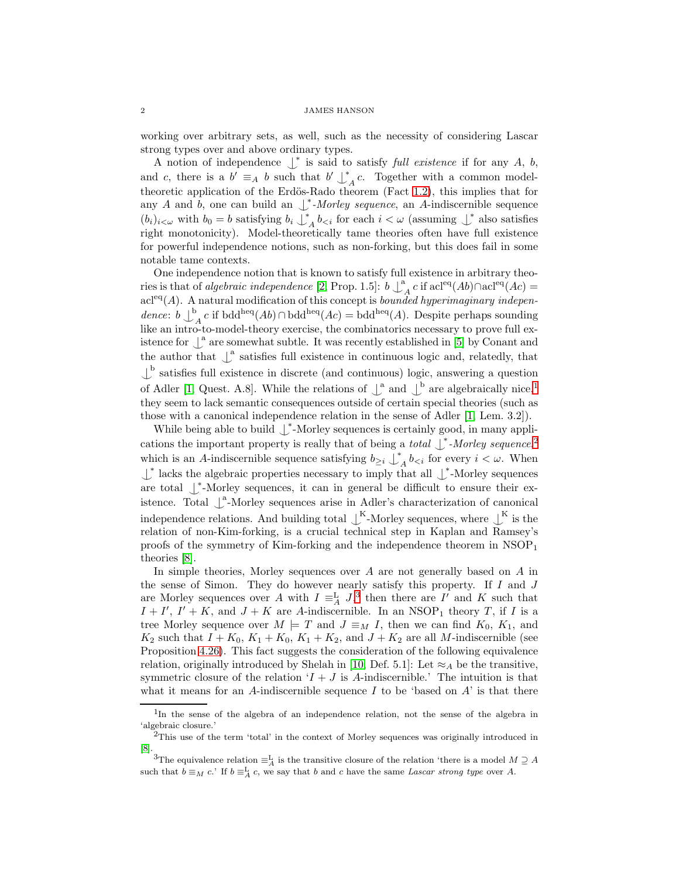working over arbitrary sets, as well, such as the necessity of considering Lascar strong types over and above ordinary types.

A notion of independence $\mathop{\smile\!\!\!\!\!\mid}^*$ is said to satisfy *full existence* if for any $A$, $b$, and $c$, there is a $b' \equiv_A b$ such that $b' \mathop{\smile\!\!\!\!\!\mid}^*_A c$. Together with a common model-theoretic application of the Erdös-Rado theorem (Fact 1.2), this implies that for any $A$ and $b$, one can build an $\mathop{\smile\!\!\!\!\!\mid}^*$*-Morley sequence*, an $A$-indiscernible sequence $(b_i)_{i<\omega}$ with $b_0 = b$ satisfying $b_i \mathop{\smile\!\!\!\!\!\mid}^*_A b_{<i}$ for each $i < \omega$ (assuming $\mathop{\smile\!\!\!\!\!\mid}^*$ also satisfies right monotonicity). Model-theoretically tame theories often have full existence for powerful independence notions, such as non-forking, but this does fail in some notable tame contexts.

One independence notion that is known to satisfy full existence in arbitrary theories is that of *algebraic independence* [2, Prop. 1.5]: $b \mathop{\smile\!\!\!\!\!\mid}^{\mathrm{a}}_A c$ if $\mathrm{acl}^{\mathrm{eq}}(Ab) \cap \mathrm{acl}^{\mathrm{eq}}(Ac) = \mathrm{acl}^{\mathrm{eq}}(A)$. A natural modification of this concept is *bounded hyperimaginary independence*: $b \mathop{\smile\!\!\!\!\!\mid}^{\mathrm{b}}_A c$ if $\mathrm{bdd}^{\mathrm{heq}}(Ab) \cap \mathrm{bdd}^{\mathrm{heq}}(Ac) = \mathrm{bdd}^{\mathrm{heq}}(A)$. Despite perhaps sounding like an intro-to-model-theory exercise, the combinatorics necessary to prove full existence for $\mathop{\smile\!\!\!\!\!\mid}^{\mathrm{a}}$ are somewhat subtle. It was recently established in [5] by Conant and the author that $\mathop{\smile\!\!\!\!\!\mid}^{\mathrm{a}}$ satisfies full existence in continuous logic and, relatedly, that $\mathop{\smile\!\!\!\!\!\mid}^{\mathrm{b}}$ satisfies full existence in discrete (and continuous) logic, answering a question of Adler [1, Quest. A.8]. While the relations of $\mathop{\smile\!\!\!\!\!\mid}^{\mathrm{a}}$ and $\mathop{\smile\!\!\!\!\!\mid}^{\mathrm{b}}$ are algebraically nice,[1] they seem to lack semantic consequences outside of certain special theories (such as those with a canonical independence relation in the sense of Adler [1, Lem. 3.2]).

While being able to build $\mathop{\smile\!\!\!\!\!\mid}^*$-Morley sequences is certainly good, in many applications the important property is really that of being a *total* $\mathop{\smile\!\!\!\!\!\mid}^*$*-Morley sequence*,[2] which is an $A$-indiscernible sequence satisfying $b_{\geq i} \mathop{\smile\!\!\!\!\!\mid}^*_A b_{<i}$ for every $i < \omega$. When $\mathop{\smile\!\!\!\!\!\mid}^*$ lacks the algebraic properties necessary to imply that all $\mathop{\smile\!\!\!\!\!\mid}^*$-Morley sequences are total $\mathop{\smile\!\!\!\!\!\mid}^*$-Morley sequences, it can in general be difficult to ensure their existence. Total $\mathop{\smile\!\!\!\!\!\mid}^{\mathrm{a}}$-Morley sequences arise in Adler's characterization of canonical independence relations. And building total $\mathop{\smile\!\!\!\!\!\mid}^{\mathrm{K}}$-Morley sequences, where $\mathop{\smile\!\!\!\!\!\mid}^{\mathrm{K}}$ is the relation of non-Kim-forking, is a crucial technical step in Kaplan and Ramsey's proofs of the symmetry of Kim-forking and the independence theorem in $\mathrm{NSOP}_1$ theories [8].

In simple theories, Morley sequences over $A$ are not generally based on $A$ in the sense of Simon. They do however nearly satisfy this property. If $I$ and $J$ are Morley sequences over $A$ with $I \equiv^{\mathrm{L}}_A J$,[3] then there are $I'$ and $K$ such that $I + I'$, $I' + K$, and $J + K$ are $A$-indiscernible. In an $\mathrm{NSOP}_1$ theory $T$, if $I$ is a tree Morley sequence over $M \models T$ and $J \equiv_M I$, then we can find $K_0$, $K_1$, and $K_2$ such that $I + K_0$, $K_1 + K_0$, $K_1 + K_2$, and $J + K_2$ are all $M$-indiscernible (see Proposition 4.26). This fact suggests the consideration of the following equivalence relation, originally introduced by Shelah in [10, Def. 5.1]: Let $\approx_A$ be the transitive, symmetric closure of the relation '$I + J$ is $A$-indiscernible.' The intuition is that what it means for an $A$-indiscernible sequence $I$ to be 'based on $A$' is that there

---

[1] In the sense of the algebra of an independence relation, not the sense of the algebra in 'algebraic closure.'

[2] This use of the term 'total' in the context of Morley sequences was originally introduced in [8].

[3] The equivalence relation $\equiv^{\mathrm{L}}_A$ is the transitive closure of the relation 'there is a model $M \supseteq A$ such that $b \equiv_M c$.' If $b \equiv^{\mathrm{L}}_A c$, we say that $b$ and $c$ have the same *Lascar strong type* over $A$.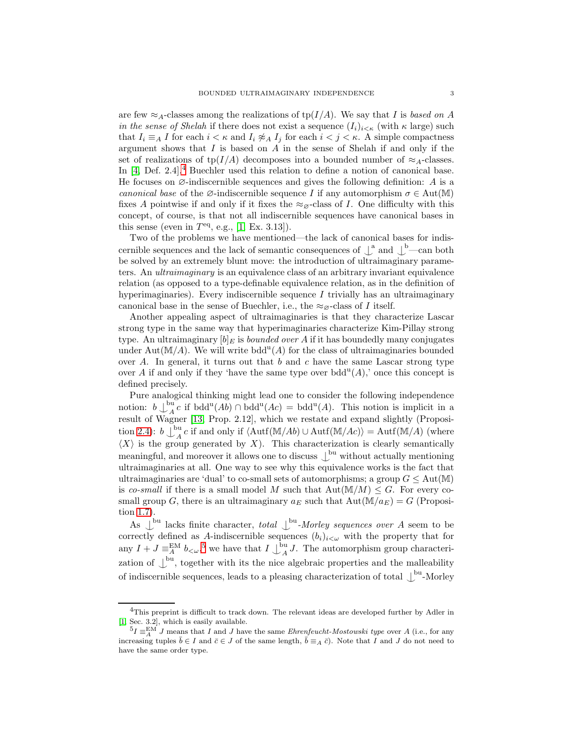are few $\approx_A$-classes among the realizations of $\mathrm{tp}(I/A)$. We say that $I$ is *based on $A$ in the sense of Shelah* if there does not exist a sequence $(I_i)_{i<\kappa}$ (with $\kappa$ large) such that $I_i \equiv_A I$ for each $i < \kappa$ and $I_i \not\approx_A I_j$ for each $i < j < \kappa$. A simple compactness argument shows that $I$ is based on $A$ in the sense of Shelah if and only if the set of realizations of $\mathrm{tp}(I/A)$ decomposes into a bounded number of $\approx_A$-classes. In [4, Def. 2.4],[4] Buechler used this relation to define a notion of canonical base. He focuses on $\varnothing$-indiscernible sequences and gives the following definition: $A$ is a *canonical base* of the $\varnothing$-indiscernible sequence $I$ if any automorphism $\sigma \in \mathrm{Aut}(\mathbb{M})$ fixes $A$ pointwise if and only if it fixes the $\approx_\varnothing$-class of $I$. One difficulty with this concept, of course, is that not all indiscernible sequences have canonical bases in this sense (even in $T^{\mathrm{eq}}$, e.g., [1, Ex. 3.13]).

Two of the problems we have mentioned—the lack of canonical bases for indiscernible sequences and the lack of semantic consequences of $\mathop{\smile\!\!\!\!\!\!\mid}^{\mathrm{a}}$ and $\mathop{\smile\!\!\!\!\!\!\mid}^{\mathrm{b}}$—can both be solved by an extremely blunt move: the introduction of ultraimaginary parameters. An *ultraimaginary* is an equivalence class of an arbitrary invariant equivalence relation (as opposed to a type-definable equivalence relation, as in the definition of hyperimaginaries). Every indiscernible sequence $I$ trivially has an ultraimaginary canonical base in the sense of Buechler, i.e., the $\approx_\varnothing$-class of $I$ itself.

Another appealing aspect of ultraimaginaries is that they characterize Lascar strong type in the same way that hyperimaginaries characterize Kim-Pillay strong type. An ultraimaginary $[b]_E$ is *bounded over $A$* if it has boundedly many conjugates under $\mathrm{Aut}(\mathbb{M}/A)$. We will write $\mathrm{bdd}^{\mathrm{u}}(A)$ for the class of ultraimaginaries bounded over $A$. In general, it turns out that $b$ and $c$ have the same Lascar strong type over $A$ if and only if they 'have the same type over $\mathrm{bdd}^{\mathrm{u}}(A)$,' once this concept is defined precisely.

Pure analogical thinking might lead one to consider the following independence notion: $b \mathop{\smile\!\!\!\!\!\!\mid}^{\mathrm{bu}}_A c$ if $\mathrm{bdd}^{\mathrm{u}}(Ab) \cap \mathrm{bdd}^{\mathrm{u}}(Ac) = \mathrm{bdd}^{\mathrm{u}}(A)$. This notion is implicit in a result of Wagner [13, Prop. 2.12], which we restate and expand slightly (Proposition 2.4): $b \mathop{\smile\!\!\!\!\!\!\mid}^{\mathrm{bu}}_A c$ if and only if $\langle \mathrm{Autf}(\mathbb{M}/Ab) \cup \mathrm{Autf}(\mathbb{M}/Ac)\rangle = \mathrm{Autf}(\mathbb{M}/A)$ (where $\langle X \rangle$ is the group generated by $X$). This characterization is clearly semantically meaningful, and moreover it allows one to discuss $\mathop{\smile\!\!\!\!\!\!\mid}^{\mathrm{bu}}$ without actually mentioning ultraimaginaries at all. One way to see why this equivalence works is the fact that ultraimaginaries are 'dual' to co-small sets of automorphisms; a group $G \leq \mathrm{Aut}(\mathbb{M})$ is *co-small* if there is a small model $M$ such that $\mathrm{Aut}(\mathbb{M}/M) \leq G$. For every co-small group $G$, there is an ultraimaginary $a_E$ such that $\mathrm{Aut}(\mathbb{M}/a_E) = G$ (Proposition 1.7).

As $\mathop{\smile\!\!\!\!\!\!\mid}^{\mathrm{bu}}$ lacks finite character, *total $\mathop{\smile\!\!\!\!\!\!\mid}^{\mathrm{bu}}$-Morley sequences over $A$* seem to be correctly defined as $A$-indiscernible sequences $(b_i)_{i<\omega}$ with the property that for any $I + J \equiv^{\mathrm{EM}}_A b_{<\omega}$,[5] we have that $I \mathop{\smile\!\!\!\!\!\!\mid}^{\mathrm{bu}}_A J$. The automorphism group characterization of $\mathop{\smile\!\!\!\!\!\!\mid}^{\mathrm{bu}}$, together with its the nice algebraic properties and the malleability of indiscernible sequences, leads to a pleasing characterization of total $\mathop{\smile\!\!\!\!\!\!\mid}^{\mathrm{bu}}$-Morley

---

[4] This preprint is difficult to track down. The relevant ideas are developed further by Adler in [1, Sec. 3.2], which is easily available.

[5] $I \equiv^{\mathrm{EM}}_A J$ means that $I$ and $J$ have the same *Ehrenfeucht-Mostowski type* over $A$ (i.e., for any increasing tuples $\bar{b} \in I$ and $\bar{c} \in J$ of the same length, $\bar{b} \equiv_A \bar{c}$). Note that $I$ and $J$ do not need to have the same order type.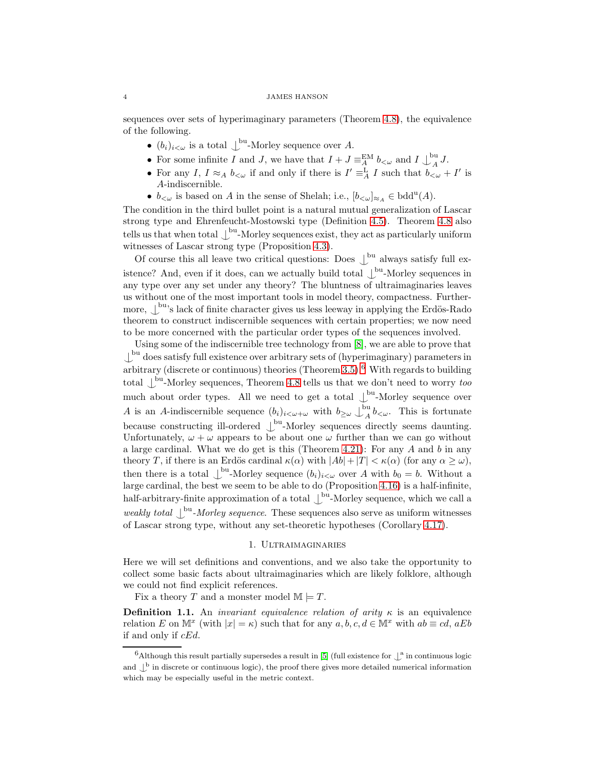sequences over sets of hyperimaginary parameters (Theorem 4.8), the equivalence of the following.

- $(b_i)_{i<\omega}$ is a total $\mathop{\smile\!\!\!\!\!\mid}^{\text{bu}}$-Morley sequence over $A$.
- For some infinite $I$ and $J$, we have that $I + J \equiv^{\text{EM}}_A b_{<\omega}$ and $I \mathop{\smile\!\!\!\!\!\mid}^{\text{bu}}_A J$.
- For any $I$, $I \approx_A b_{<\omega}$ if and only if there is $I' \equiv^{\text{L}}_A I$ such that $b_{<\omega} + I'$ is $A$-indiscernible.
- $b_{<\omega}$ is based on $A$ in the sense of Shelah; i.e., $[b_{<\omega}]_{\approx_A} \in \operatorname{bdd}^{\text{u}}(A)$.

The condition in the third bullet point is a natural mutual generalization of Lascar strong type and Ehrenfeucht-Mostowski type (Definition 4.5). Theorem 4.8 also tells us that when total $\mathop{\smile\!\!\!\!\!\mid}^{\text{bu}}$-Morley sequences exist, they act as particularly uniform witnesses of Lascar strong type (Proposition 4.3).

Of course this all leave two critical questions: Does $\mathop{\smile\!\!\!\!\!\mid}^{\text{bu}}$ always satisfy full existence? And, even if it does, can we actually build total $\mathop{\smile\!\!\!\!\!\mid}^{\text{bu}}$-Morley sequences in any type over any set under any theory? The bluntness of ultraimaginaries leaves us without one of the most important tools in model theory, compactness. Furthermore, $\mathop{\smile\!\!\!\!\!\mid}^{\text{bu}}$'s lack of finite character gives us less leeway in applying the Erdös-Rado theorem to construct indiscernible sequences with certain properties; we now need to be more concerned with the particular order types of the sequences involved.

Using some of the indiscernible tree technology from [8], we are able to prove that $\mathop{\smile\!\!\!\!\!\mid}^{\text{bu}}$ does satisfy full existence over arbitrary sets of (hyperimaginary) parameters in arbitrary (discrete or continuous) theories (Theorem 3.5).[6] With regards to building total $\mathop{\smile\!\!\!\!\!\mid}^{\text{bu}}$-Morley sequences, Theorem 4.8 tells us that we don't need to worry *too* much about order types. All we need to get a total $\mathop{\smile\!\!\!\!\!\mid}^{\text{bu}}$-Morley sequence over $A$ is an $A$-indiscernible sequence $(b_i)_{i<\omega+\omega}$ with $b_{\geq\omega} \mathop{\smile\!\!\!\!\!\mid}^{\text{bu}}_A b_{<\omega}$. This is fortunate because constructing ill-ordered $\mathop{\smile\!\!\!\!\!\mid}^{\text{bu}}$-Morley sequences directly seems daunting. Unfortunately, $\omega + \omega$ appears to be about one $\omega$ further than we can go without a large cardinal. What we do get is this (Theorem 4.21): For any $A$ and $b$ in any theory $T$, if there is an Erdös cardinal $\kappa(\alpha)$ with $|Ab| + |T| < \kappa(\alpha)$ (for any $\alpha \geq \omega$), then there is a total $\mathop{\smile\!\!\!\!\!\mid}^{\text{bu}}$-Morley sequence $(b_i)_{i<\omega}$ over $A$ with $b_0 = b$. Without a large cardinal, the best we seem to be able to do (Proposition 4.16) is a half-infinite, half-arbitrary-finite approximation of a total $\mathop{\smile\!\!\!\!\!\mid}^{\text{bu}}$-Morley sequence, which we call a *weakly total $\mathop{\smile\!\!\!\!\!\mid}^{\text{bu}}$-Morley sequence*. These sequences also serve as uniform witnesses of Lascar strong type, without any set-theoretic hypotheses (Corollary 4.17).

## 1. Ultraimaginaries

Here we will set definitions and conventions, and we also take the opportunity to collect some basic facts about ultraimaginaries which are likely folklore, although we could not find explicit references.

Fix a theory $T$ and a monster model $\mathbb{M} \models T$.

**Definition 1.1.** An *invariant equivalence relation of arity $\kappa$* is an equivalence relation $E$ on $\mathbb{M}^x$ (with $|x| = \kappa$) such that for any $a, b, c, d \in \mathbb{M}^x$ with $ab \equiv cd$, $aEb$ if and only if $cEd$.

[6] Although this result partially supersedes a result in [5] (full existence for $\mathop{\smile\!\!\!\!\!\mid}^{\text{a}}$ in continuous logic and $\mathop{\smile\!\!\!\!\!\mid}^{\text{b}}$ in discrete or continuous logic), the proof there gives more detailed numerical information which may be especially useful in the metric context.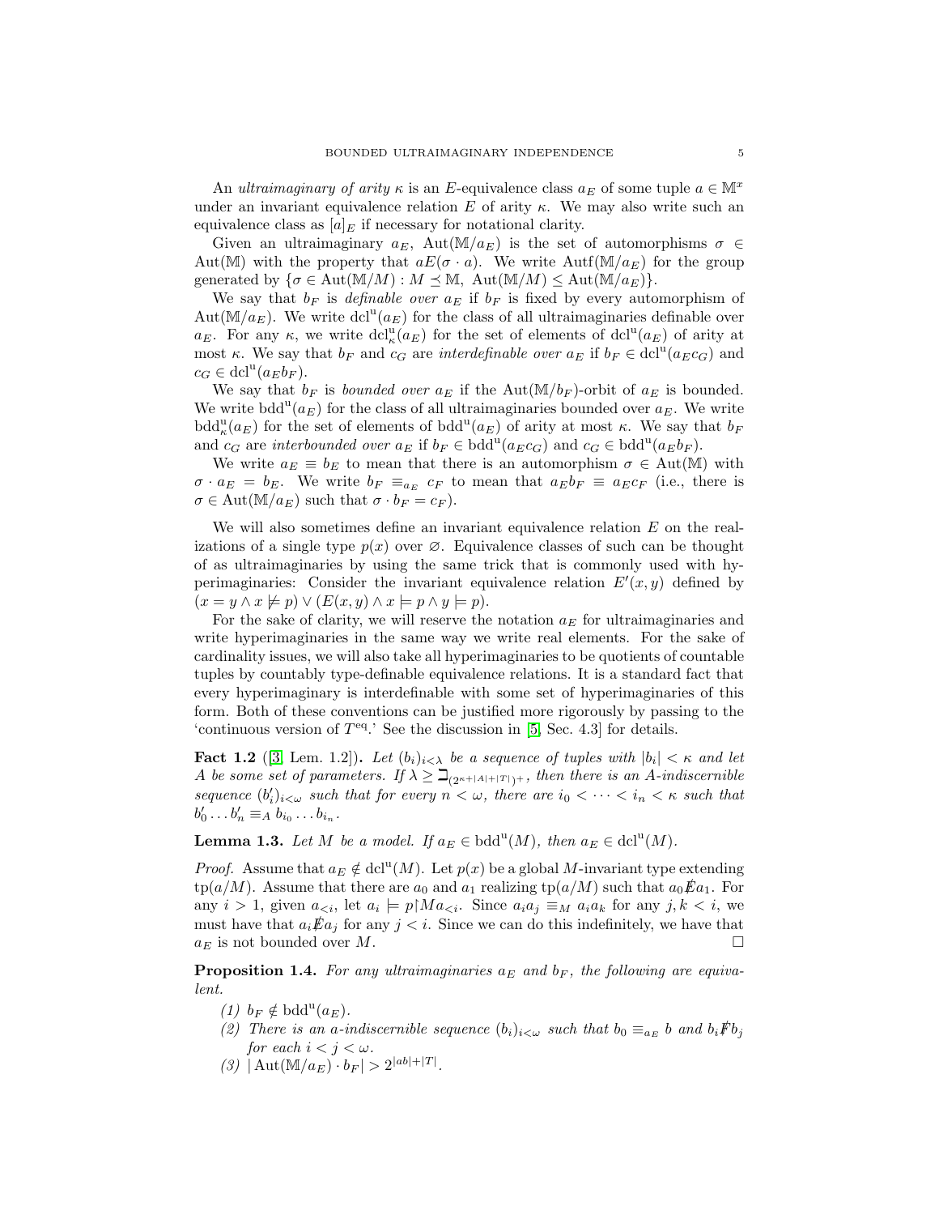An *ultraimaginary of arity* $\kappa$ is an $E$-equivalence class $a_E$ of some tuple $a \in \mathbb{M}^x$ under an invariant equivalence relation $E$ of arity $\kappa$. We may also write such an equivalence class as $[a]_E$ if necessary for notational clarity.

Given an ultraimaginary $a_E$, $\mathrm{Aut}(\mathbb{M}/a_E)$ is the set of automorphisms $\sigma \in \mathrm{Aut}(\mathbb{M})$ with the property that $aE(\sigma \cdot a)$. We write $\mathrm{Autf}(\mathbb{M}/a_E)$ for the group generated by $\{\sigma \in \mathrm{Aut}(\mathbb{M}/M) : M \preceq \mathbb{M},\ \mathrm{Aut}(\mathbb{M}/M) \leq \mathrm{Aut}(\mathbb{M}/a_E)\}$.

We say that $b_F$ is *definable over* $a_E$ if $b_F$ is fixed by every automorphism of $\mathrm{Aut}(\mathbb{M}/a_E)$. We write $\mathrm{dcl}^{\mathrm{u}}(a_E)$ for the class of all ultraimaginaries definable over $a_E$. For any $\kappa$, we write $\mathrm{dcl}^{\mathrm{u}}_\kappa(a_E)$ for the set of elements of $\mathrm{dcl}^{\mathrm{u}}(a_E)$ of arity at most $\kappa$. We say that $b_F$ and $c_G$ are *interdefinable over* $a_E$ if $b_F \in \mathrm{dcl}^{\mathrm{u}}(a_E c_G)$ and $c_G \in \mathrm{dcl}^{\mathrm{u}}(a_E b_F)$.

We say that $b_F$ is *bounded over* $a_E$ if the $\mathrm{Aut}(\mathbb{M}/b_F)$-orbit of $a_E$ is bounded. We write $\mathrm{bdd}^{\mathrm{u}}(a_E)$ for the class of all ultraimaginaries bounded over $a_E$. We write $\mathrm{bdd}^{\mathrm{u}}_\kappa(a_E)$ for the set of elements of $\mathrm{bdd}^{\mathrm{u}}(a_E)$ of arity at most $\kappa$. We say that $b_F$ and $c_G$ are *interbounded over* $a_E$ if $b_F \in \mathrm{bdd}^{\mathrm{u}}(a_E c_G)$ and $c_G \in \mathrm{bdd}^{\mathrm{u}}(a_E b_F)$.

We write $a_E \equiv b_E$ to mean that there is an automorphism $\sigma \in \mathrm{Aut}(\mathbb{M})$ with $\sigma \cdot a_E = b_E$. We write $b_F \equiv_{a_E} c_F$ to mean that $a_E b_F \equiv a_E c_F$ (i.e., there is $\sigma \in \mathrm{Aut}(\mathbb{M}/a_E)$ such that $\sigma \cdot b_F = c_F$).

We will also sometimes define an invariant equivalence relation $E$ on the realizations of a single type $p(x)$ over $\varnothing$. Equivalence classes of such can be thought of as ultraimaginaries by using the same trick that is commonly used with hyperimaginaries: Consider the invariant equivalence relation $E'(x,y)$ defined by $(x = y \wedge x \not\models p) \vee (E(x,y) \wedge x \models p \wedge y \models p)$.

For the sake of clarity, we will reserve the notation $a_E$ for ultraimaginaries and write hyperimaginaries in the same way we write real elements. For the sake of cardinality issues, we will also take all hyperimaginaries to be quotients of countable tuples by countably type-definable equivalence relations. It is a standard fact that every hyperimaginary is interdefinable with some set of hyperimaginaries of this form. Both of these conventions can be justified more rigorously by passing to the 'continuous version of $T^{\mathrm{eq}}$.' See the discussion in [5, Sec. 4.3] for details.

**Fact 1.2** ([3, Lem. 1.2]). *Let $(b_i)_{i<\lambda}$ be a sequence of tuples with $|b_i| < \kappa$ and let $A$ be some set of parameters. If $\lambda \geq \beth_{(2^{\kappa+|A|+|T|})^+}$, then there is an $A$-indiscernible sequence $(b_i')_{i<\omega}$ such that for every $n < \omega$, there are $i_0 < \cdots < i_n < \kappa$ such that $b_0' \dots b_n' \equiv_A b_{i_0} \dots b_{i_n}$.*

**Lemma 1.3.** *Let $M$ be a model. If $a_E \in \mathrm{bdd}^{\mathrm{u}}(M)$, then $a_E \in \mathrm{dcl}^{\mathrm{u}}(M)$.*

*Proof.* Assume that $a_E \notin \mathrm{dcl}^{\mathrm{u}}(M)$. Let $p(x)$ be a global $M$-invariant type extending $\mathrm{tp}(a/M)$. Assume that there are $a_0$ and $a_1$ realizing $\mathrm{tp}(a/M)$ such that $a_0 \not\!E a_1$. For any $i > 1$, given $a_{<i}$, let $a_i \models p{\restriction}M a_{<i}$. Since $a_i a_j \equiv_M a_i a_k$ for any $j,k < i$, we must have that $a_i \not\!E a_j$ for any $j < i$. Since we can do this indefinitely, we have that $a_E$ is not bounded over $M$. $\square$

**Proposition 1.4.** *For any ultraimaginaries $a_E$ and $b_F$, the following are equivalent.*

1. *$b_F \notin \mathrm{bdd}^{\mathrm{u}}(a_E)$.*
2. *There is an $a$-indiscernible sequence $(b_i)_{i<\omega}$ such that $b_0 \equiv_{a_E} b$ and $b_i \not\!F b_j$ for each $i < j < \omega$.*
3. *$|\mathrm{Aut}(\mathbb{M}/a_E) \cdot b_F| > 2^{|ab|+|T|}$.*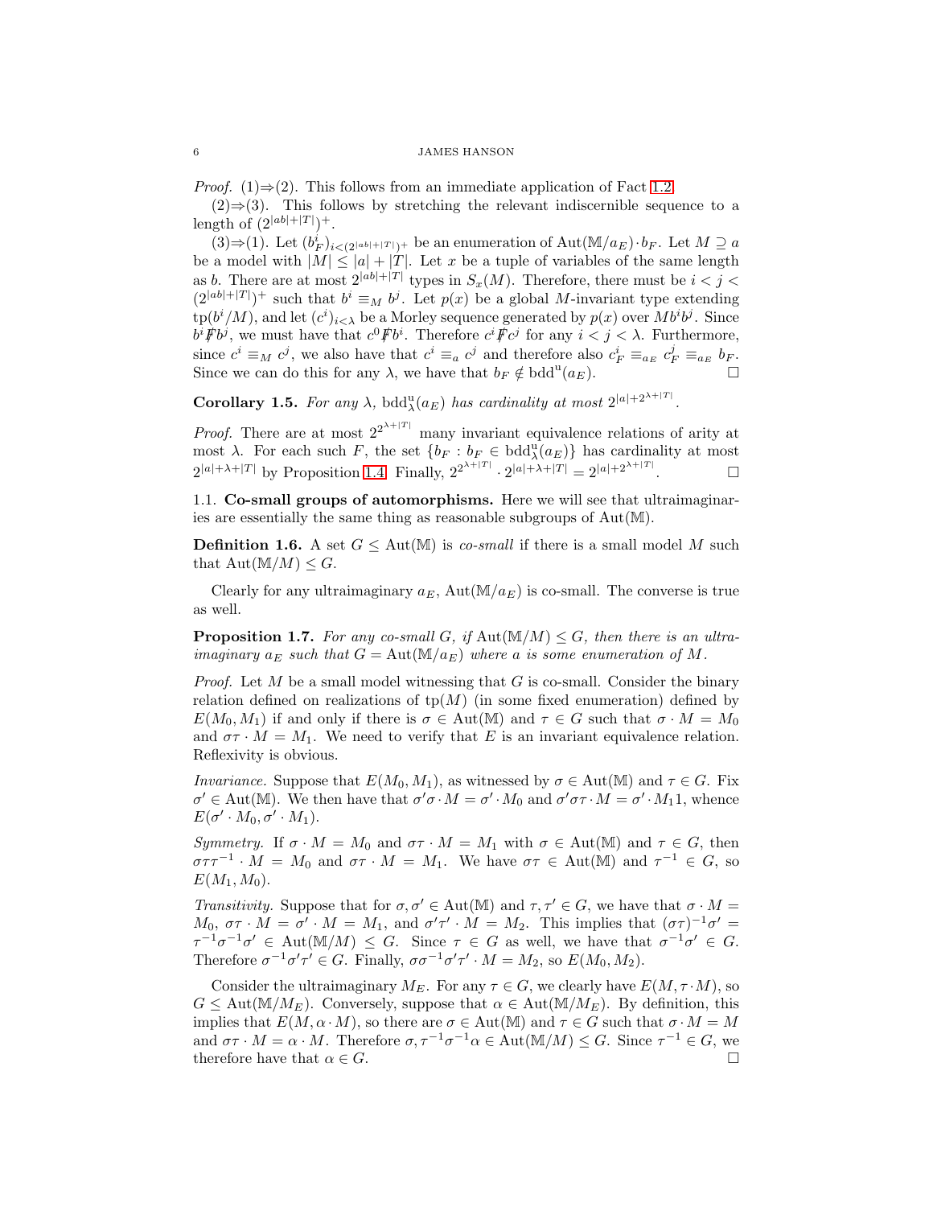*Proof.* (1)⇒(2). This follows from an immediate application of Fact 1.2.

(2)⇒(3). This follows by stretching the relevant indiscernible sequence to a length of $(2^{|ab|+|T|})^+$.

(3)⇒(1). Let $(b_F^i)_{i<(2^{|ab|+|T|})^+}$ be an enumeration of $\mathrm{Aut}(\mathbb{M}/a_E)\cdot b_F$. Let $M \supseteq a$ be a model with $|M| \leq |a| + |T|$. Let $x$ be a tuple of variables of the same length as $b$. There are at most $2^{|ab|+|T|}$ types in $S_x(M)$. Therefore, there must be $i < j < (2^{|ab|+|T|})^+$ such that $b^i \equiv_M b^j$. Let $p(x)$ be a global $M$-invariant type extending $\mathrm{tp}(b^i/M)$, and let $(c^i)_{i<\lambda}$ be a Morley sequence generated by $p(x)$ over $Mb^ib^j$. Since $b^i \not F b^j$, we must have that $c^0 \not F b^i$. Therefore $c^i \not F c^j$ for any $i < j < \lambda$. Furthermore, since $c^i \equiv_M c^j$, we also have that $c^i \equiv_a c^j$ and therefore also $c_F^i \equiv_{a_E} c_F^j \equiv_{a_E} b_F$. Since we can do this for any $\lambda$, we have that $b_F \notin \mathrm{bdd}^{\mathrm{u}}(a_E)$. □

**Corollary 1.5.** *For any $\lambda$, $\mathrm{bdd}^{\mathrm{u}}_\lambda(a_E)$ has cardinality at most $2^{|a|+2^{\lambda+|T|}}$.*

*Proof.* There are at most $2^{2^{\lambda+|T|}}$ many invariant equivalence relations of arity at most $\lambda$. For each such $F$, the set $\{b_F : b_F \in \mathrm{bdd}^{\mathrm{u}}_\lambda(a_E)\}$ has cardinality at most $2^{|a|+\lambda+|T|}$ by Proposition 1.4. Finally, $2^{2^{\lambda+|T|}} \cdot 2^{|a|+\lambda+|T|} = 2^{|a|+2^{\lambda+|T|}}$. □

## 1.1. Co-small groups of automorphisms.

Here we will see that ultraimaginaries are essentially the same thing as reasonable subgroups of $\mathrm{Aut}(\mathbb{M})$.

**Definition 1.6.** A set $G \leq \mathrm{Aut}(\mathbb{M})$ is *co-small* if there is a small model $M$ such that $\mathrm{Aut}(\mathbb{M}/M) \leq G$.

Clearly for any ultraimaginary $a_E$, $\mathrm{Aut}(\mathbb{M}/a_E)$ is co-small. The converse is true as well.

**Proposition 1.7.** *For any co-small $G$, if $\mathrm{Aut}(\mathbb{M}/M) \leq G$, then there is an ultraimaginary $a_E$ such that $G = \mathrm{Aut}(\mathbb{M}/a_E)$ where $a$ is some enumeration of $M$.*

*Proof.* Let $M$ be a small model witnessing that $G$ is co-small. Consider the binary relation defined on realizations of $\mathrm{tp}(M)$ (in some fixed enumeration) defined by $E(M_0, M_1)$ if and only if there is $\sigma \in \mathrm{Aut}(\mathbb{M})$ and $\tau \in G$ such that $\sigma \cdot M = M_0$ and $\sigma\tau \cdot M = M_1$. We need to verify that $E$ is an invariant equivalence relation. Reflexivity is obvious.

*Invariance.* Suppose that $E(M_0, M_1)$, as witnessed by $\sigma \in \mathrm{Aut}(\mathbb{M})$ and $\tau \in G$. Fix $\sigma' \in \mathrm{Aut}(\mathbb{M})$. We then have that $\sigma'\sigma \cdot M = \sigma' \cdot M_0$ and $\sigma'\sigma\tau \cdot M = \sigma' \cdot M_11$, whence $E(\sigma' \cdot M_0, \sigma' \cdot M_1)$.

*Symmetry.* If $\sigma \cdot M = M_0$ and $\sigma\tau \cdot M = M_1$ with $\sigma \in \mathrm{Aut}(\mathbb{M})$ and $\tau \in G$, then $\sigma\tau\tau^{-1} \cdot M = M_0$ and $\sigma\tau \cdot M = M_1$. We have $\sigma\tau \in \mathrm{Aut}(\mathbb{M})$ and $\tau^{-1} \in G$, so $E(M_1, M_0)$.

*Transitivity.* Suppose that for $\sigma, \sigma' \in \mathrm{Aut}(\mathbb{M})$ and $\tau, \tau' \in G$, we have that $\sigma \cdot M = M_0$, $\sigma\tau \cdot M = \sigma' \cdot M = M_1$, and $\sigma'\tau' \cdot M = M_2$. This implies that $(\sigma\tau)^{-1}\sigma' = \tau^{-1}\sigma^{-1}\sigma' \in \mathrm{Aut}(\mathbb{M}/M) \leq G$. Since $\tau \in G$ as well, we have that $\sigma^{-1}\sigma' \in G$. Therefore $\sigma^{-1}\sigma'\tau' \in G$. Finally, $\sigma\sigma^{-1}\sigma'\tau' \cdot M = M_2$, so $E(M_0, M_2)$.

Consider the ultraimaginary $M_E$. For any $\tau \in G$, we clearly have $E(M, \tau \cdot M)$, so $G \leq \mathrm{Aut}(\mathbb{M}/M_E)$. Conversely, suppose that $\alpha \in \mathrm{Aut}(\mathbb{M}/M_E)$. By definition, this implies that $E(M, \alpha \cdot M)$, so there are $\sigma \in \mathrm{Aut}(\mathbb{M})$ and $\tau \in G$ such that $\sigma \cdot M = M$ and $\sigma\tau \cdot M = \alpha \cdot M$. Therefore $\sigma, \tau^{-1}\sigma^{-1}\alpha \in \mathrm{Aut}(\mathbb{M}/M) \leq G$. Since $\tau^{-1} \in G$, we therefore have that $\alpha \in G$. □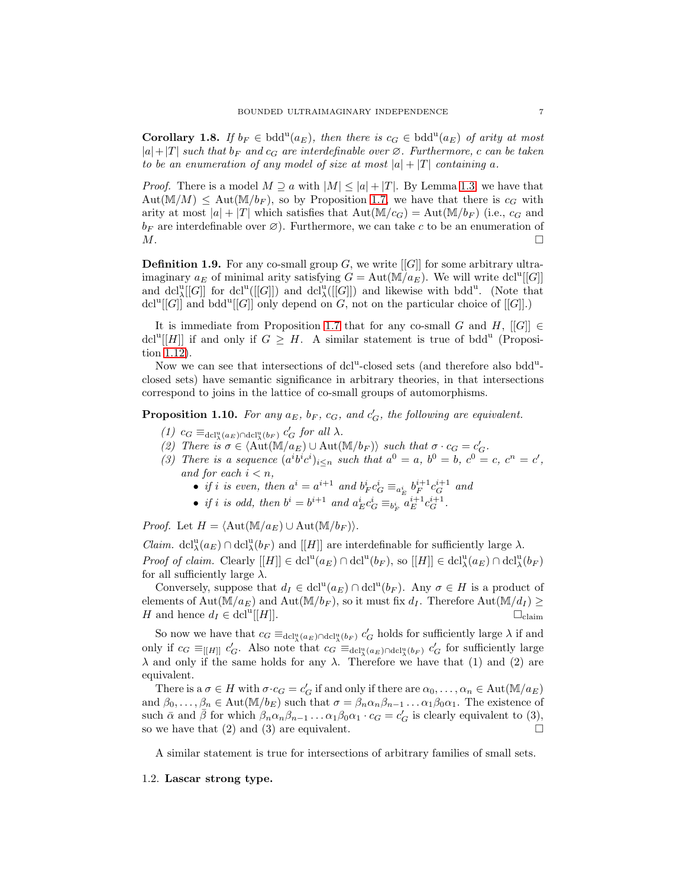**Corollary 1.8.** *If $b_F \in \operatorname{bdd}^{\mathrm{u}}(a_E)$, then there is $c_G \in \operatorname{bdd}^{\mathrm{u}}(a_E)$ of arity at most $|a|+|T|$ such that $b_F$ and $c_G$ are interdefinable over $\varnothing$. Furthermore, $c$ can be taken to be an enumeration of any model of size at most $|a|+|T|$ containing $a$.*

*Proof.* There is a model $M \supseteq a$ with $|M| \leq |a|+|T|$. By Lemma 1.3, we have that $\operatorname{Aut}(\mathbb{M}/M) \leq \operatorname{Aut}(\mathbb{M}/b_F)$, so by Proposition 1.7, we have that there is $c_G$ with arity at most $|a|+|T|$ which satisfies that $\operatorname{Aut}(\mathbb{M}/c_G) = \operatorname{Aut}(\mathbb{M}/b_F)$ (i.e., $c_G$ and $b_F$ are interdefinable over $\varnothing$). Furthermore, we can take $c$ to be an enumeration of $M$. $\square$

**Definition 1.9.** For any co-small group $G$, we write $[[G]]$ for some arbitrary ultraimaginary $a_E$ of minimal arity satisfying $G = \operatorname{Aut}(\mathbb{M}/a_E)$. We will write $\operatorname{dcl}^{\mathrm{u}}[[G]]$ and $\operatorname{dcl}^{\mathrm{u}}_{\lambda}[[G]]$ for $\operatorname{dcl}^{\mathrm{u}}([[G]])$ and $\operatorname{dcl}^{\mathrm{u}}_{\lambda}([[G]])$ and likewise with $\operatorname{bdd}^{\mathrm{u}}$. (Note that $\operatorname{dcl}^{\mathrm{u}}[[G]]$ and $\operatorname{bdd}^{\mathrm{u}}[[G]]$ only depend on $G$, not on the particular choice of $[[G]]$.)

It is immediate from Proposition 1.7 that for any co-small $G$ and $H$, $[[G]] \in \operatorname{dcl}^{\mathrm{u}}[[H]]$ if and only if $G \geq H$. A similar statement is true of $\operatorname{bdd}^{\mathrm{u}}$ (Proposition 1.12).

Now we can see that intersections of $\operatorname{dcl}^{\mathrm{u}}$-closed sets (and therefore also $\operatorname{bdd}^{\mathrm{u}}$-closed sets) have semantic significance in arbitrary theories, in that intersections correspond to joins in the lattice of co-small groups of automorphisms.

**Proposition 1.10.** *For any $a_E$, $b_F$, $c_G$, and $c'_G$, the following are equivalent.*

1. $c_G \equiv_{\operatorname{dcl}^{\mathrm{u}}_{\lambda}(a_E)\cap\operatorname{dcl}^{\mathrm{u}}_{\lambda}(b_F)} c'_G$ *for all $\lambda$.*
2. *There is $\sigma \in \langle \operatorname{Aut}(\mathbb{M}/a_E) \cup \operatorname{Aut}(\mathbb{M}/b_F)\rangle$ such that $\sigma \cdot c_G = c'_G$.*
3. *There is a sequence $(a^i b^i c^i)_{i\leq n}$ such that $a^0 = a$, $b^0 = b$, $c^0 = c$, $c^n = c'$, and for each $i < n$,*
   - *if $i$ is even, then $a^i = a^{i+1}$ and $b^i_F c^i_G \equiv_{a^i_E} b^{i+1}_F c^{i+1}_G$ and*
   - *if $i$ is odd, then $b^i = b^{i+1}$ and $a^i_E c^i_G \equiv_{b^i_F} a^{i+1}_E c^{i+1}_G$.*

*Proof.* Let $H = \langle \operatorname{Aut}(\mathbb{M}/a_E) \cup \operatorname{Aut}(\mathbb{M}/b_F)\rangle$.

*Claim.* $\operatorname{dcl}^{\mathrm{u}}_{\lambda}(a_E) \cap \operatorname{dcl}^{\mathrm{u}}_{\lambda}(b_F)$ and $[[H]]$ are interdefinable for sufficiently large $\lambda$.

*Proof of claim.* Clearly $[[H]] \in \operatorname{dcl}^{\mathrm{u}}(a_E) \cap \operatorname{dcl}^{\mathrm{u}}(b_F)$, so $[[H]] \in \operatorname{dcl}^{\mathrm{u}}_{\lambda}(a_E) \cap \operatorname{dcl}^{\mathrm{u}}_{\lambda}(b_F)$ for all sufficiently large $\lambda$.

Conversely, suppose that $d_I \in \operatorname{dcl}^{\mathrm{u}}(a_E) \cap \operatorname{dcl}^{\mathrm{u}}(b_F)$. Any $\sigma \in H$ is a product of elements of $\operatorname{Aut}(\mathbb{M}/a_E)$ and $\operatorname{Aut}(\mathbb{M}/b_F)$, so it must fix $d_I$. Therefore $\operatorname{Aut}(\mathbb{M}/d_I) \geq H$ and hence $d_I \in \operatorname{dcl}^{\mathrm{u}}[[H]]$. $\square_{\text{claim}}$

So now we have that $c_G \equiv_{\operatorname{dcl}^{\mathrm{u}}_{\lambda}(a_E)\cap\operatorname{dcl}^{\mathrm{u}}_{\lambda}(b_F)} c'_G$ holds for sufficiently large $\lambda$ if and only if $c_G \equiv_{[[H]]} c'_G$. Also note that $c_G \equiv_{\operatorname{dcl}^{\mathrm{u}}_{\lambda}(a_E)\cap\operatorname{dcl}^{\mathrm{u}}_{\lambda}(b_F)} c'_G$ for sufficiently large $\lambda$ and only if the same holds for any $\lambda$. Therefore we have that (1) and (2) are equivalent.

There is a $\sigma \in H$ with $\sigma \cdot c_G = c'_G$ if and only if there are $\alpha_0, \ldots, \alpha_n \in \operatorname{Aut}(\mathbb{M}/a_E)$ and $\beta_0, \ldots, \beta_n \in \operatorname{Aut}(\mathbb{M}/b_E)$ such that $\sigma = \beta_n \alpha_n \beta_{n-1} \ldots \alpha_1 \beta_0 \alpha_1$. The existence of such $\bar{\alpha}$ and $\bar{\beta}$ for which $\beta_n \alpha_n \beta_{n-1} \ldots \alpha_1 \beta_0 \alpha_1 \cdot c_G = c'_G$ is clearly equivalent to (3), so we have that (2) and (3) are equivalent. $\square$

A similar statement is true for intersections of arbitrary families of small sets.

## 1.2. Lascar strong type.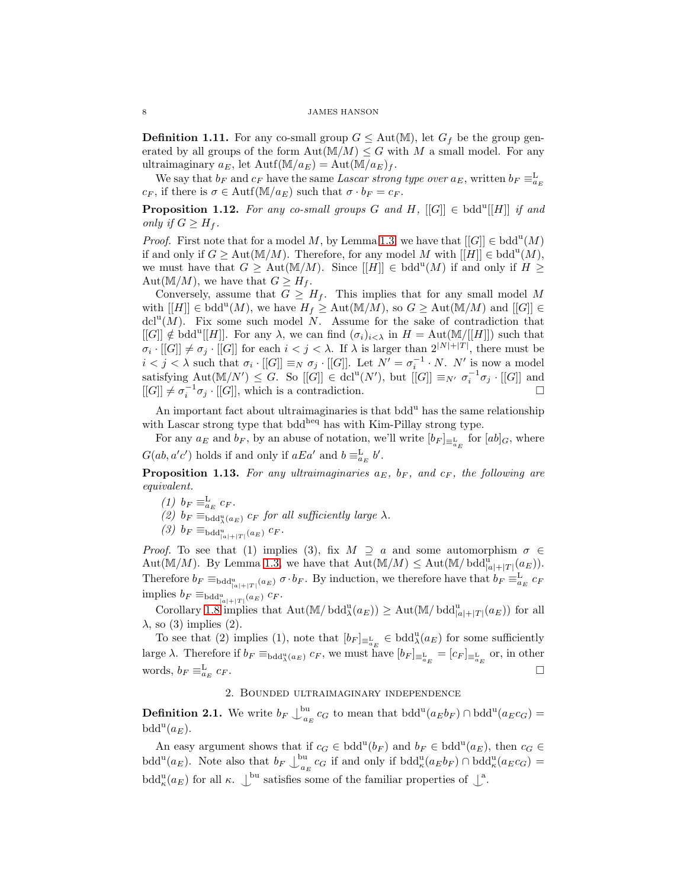**Definition 1.11.** For any co-small group $G \leq \mathrm{Aut}(\mathbb{M})$, let $G_f$ be the group generated by all groups of the form $\mathrm{Aut}(\mathbb{M}/M) \leq G$ with $M$ a small model. For any ultraimaginary $a_E$, let $\mathrm{Autf}(\mathbb{M}/a_E) = \mathrm{Aut}(\mathbb{M}/a_E)_f$.

We say that $b_F$ and $c_F$ have the same *Lascar strong type over* $a_E$, written $b_F \equiv^{\mathrm{L}}_{a_E} c_F$, if there is $\sigma \in \mathrm{Autf}(\mathbb{M}/a_E)$ such that $\sigma \cdot b_F = c_F$.

**Proposition 1.12.** *For any co-small groups $G$ and $H$, $[[G]] \in \mathrm{bdd}^{\mathrm{u}}[[H]]$ if and only if $G \geq H_f$.*

*Proof.* First note that for a model $M$, by Lemma 1.3, we have that $[[G]] \in \mathrm{bdd}^{\mathrm{u}}(M)$ if and only if $G \geq \mathrm{Aut}(\mathbb{M}/M)$. Therefore, for any model $M$ with $[[H]] \in \mathrm{bdd}^{\mathrm{u}}(M)$, we must have that $G \geq \mathrm{Aut}(\mathbb{M}/M)$. Since $[[H]] \in \mathrm{bdd}^{\mathrm{u}}(M)$ if and only if $H \geq \mathrm{Aut}(\mathbb{M}/M)$, we have that $G \geq H_f$.

Conversely, assume that $G \geq H_f$. This implies that for any small model $M$ with $[[H]] \in \mathrm{bdd}^{\mathrm{u}}(M)$, we have $H_f \geq \mathrm{Aut}(\mathbb{M}/M)$, so $G \geq \mathrm{Aut}(\mathbb{M}/M)$ and $[[G]] \in \mathrm{dcl}^{\mathrm{u}}(M)$. Fix some such model $N$. Assume for the sake of contradiction that $[[G]] \notin \mathrm{bdd}^{\mathrm{u}}[[H]]$. For any $\lambda$, we can find $(\sigma_i)_{i<\lambda}$ in $H = \mathrm{Aut}(\mathbb{M}/[[H]])$ such that $\sigma_i \cdot [[G]] \neq \sigma_j \cdot [[G]]$ for each $i < j < \lambda$. If $\lambda$ is larger than $2^{|N|+|T|}$, there must be $i < j < \lambda$ such that $\sigma_i \cdot [[G]] \equiv_N \sigma_j \cdot [[G]]$. Let $N' = \sigma_i^{-1} \cdot N$. $N'$ is now a model satisfying $\mathrm{Aut}(\mathbb{M}/N') \leq G$. So $[[G]] \in \mathrm{dcl}^{\mathrm{u}}(N')$, but $[[G]] \equiv_{N'} \sigma_i^{-1}\sigma_j \cdot [[G]]$ and $[[G]] \neq \sigma_i^{-1}\sigma_j \cdot [[G]]$, which is a contradiction. $\square$

An important fact about ultraimaginaries is that $\mathrm{bdd}^{\mathrm{u}}$ has the same relationship with Lascar strong type that $\mathrm{bdd}^{\mathrm{heq}}$ has with Kim-Pillay strong type.

For any $a_E$ and $b_F$, by an abuse of notation, we'll write $[b_F]_{\equiv^{\mathrm{L}}_{a_E}}$ for $[ab]_G$, where $G(ab, a'c')$ holds if and only if $aEa'$ and $b \equiv^{\mathrm{L}}_{a_E} b'$.

**Proposition 1.13.** *For any ultraimaginaries $a_E$, $b_F$, and $c_F$, the following are equivalent.*

1. *$b_F \equiv^{\mathrm{L}}_{a_E} c_F$.*
2. *$b_F \equiv_{\mathrm{bdd}^{\mathrm{u}}_\lambda(a_E)} c_F$ for all sufficiently large $\lambda$.*
3. *$b_F \equiv_{\mathrm{bdd}^{\mathrm{u}}_{|a|+|T|}(a_E)} c_F$.*

*Proof.* To see that (1) implies (3), fix $M \supseteq a$ and some automorphism $\sigma \in \mathrm{Aut}(\mathbb{M}/M)$. By Lemma 1.3, we have that $\mathrm{Aut}(\mathbb{M}/M) \leq \mathrm{Aut}(\mathbb{M}/\,\mathrm{bdd}^{\mathrm{u}}_{|a|+|T|}(a_E))$. Therefore $b_F \equiv_{\mathrm{bdd}^{\mathrm{u}}_{|a|+|T|}(a_E)} \sigma \cdot b_F$. By induction, we therefore have that $b_F \equiv^{\mathrm{L}}_{a_E} c_F$ implies $b_F \equiv_{\mathrm{bdd}^{\mathrm{u}}_{|a|+|T|}(a_E)} c_F$.

Corollary 1.8 implies that $\mathrm{Aut}(\mathbb{M}/\,\mathrm{bdd}^{\mathrm{u}}_\lambda(a_E)) \geq \mathrm{Aut}(\mathbb{M}/\,\mathrm{bdd}^{\mathrm{u}}_{|a|+|T|}(a_E))$ for all $\lambda$, so (3) implies (2).

To see that (2) implies (1), note that $[b_F]_{\equiv^{\mathrm{L}}_{a_E}} \in \mathrm{bdd}^{\mathrm{u}}_\lambda(a_E)$ for some sufficiently large $\lambda$. Therefore if $b_F \equiv_{\mathrm{bdd}^{\mathrm{u}}_\lambda(a_E)} c_F$, we must have $[b_F]_{\equiv^{\mathrm{L}}_{a_E}} = [c_F]_{\equiv^{\mathrm{L}}_{a_E}}$ or, in other words, $b_F \equiv^{\mathrm{L}}_{a_E} c_F$. $\square$

## 2. Bounded ultraimaginary independence

**Definition 2.1.** We write $b_F \mathop{\smile\!\!\!\!\!\!|}\nolimits^{\mathrm{bu}}_{a_E} c_G$ to mean that $\mathrm{bdd}^{\mathrm{u}}(a_E b_F) \cap \mathrm{bdd}^{\mathrm{u}}(a_E c_G) = \mathrm{bdd}^{\mathrm{u}}(a_E)$.

An easy argument shows that if $c_G \in \mathrm{bdd}^{\mathrm{u}}(b_F)$ and $b_F \in \mathrm{bdd}^{\mathrm{u}}(a_E)$, then $c_G \in \mathrm{bdd}^{\mathrm{u}}(a_E)$. Note also that $b_F \mathop{\smile\!\!\!\!\!\!|}\nolimits^{\mathrm{bu}}_{a_E} c_G$ if and only if $\mathrm{bdd}^{\mathrm{u}}_\kappa(a_E b_F) \cap \mathrm{bdd}^{\mathrm{u}}_\kappa(a_E c_G) = \mathrm{bdd}^{\mathrm{u}}_\kappa(a_E)$ for all $\kappa$. $\mathop{\smile\!\!\!\!\!\!|}\nolimits^{\mathrm{bu}}$ satisfies some of the familiar properties of $\mathop{\smile\!\!\!\!\!\!|}\nolimits^{\mathrm{a}}$.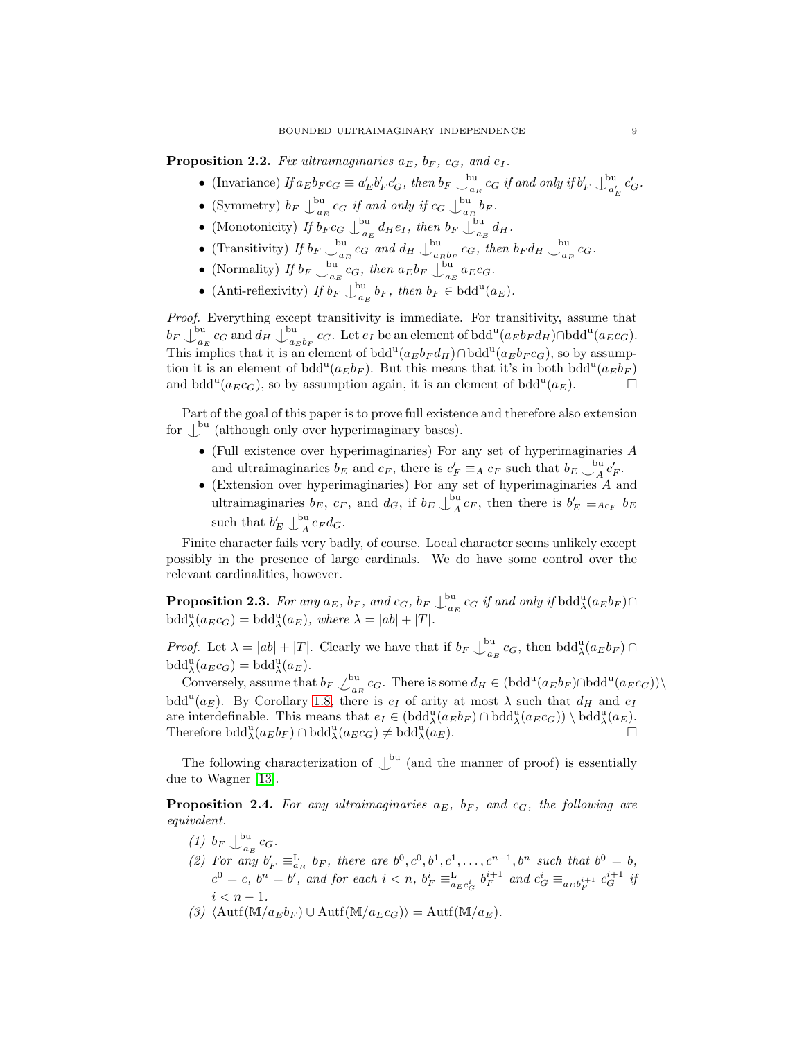**Proposition 2.2.** *Fix ultraimaginaries $a_E$, $b_F$, $c_G$, and $e_I$.*

- (Invariance) *If $a_E b_F c_G \equiv a'_E b'_F c'_G$, then $b_F \mathop{\smile\!\!\!\!\!\mid}^{\mathrm{bu}}_{a_E} c_G$ if and only if $b'_F \mathop{\smile\!\!\!\!\!\mid}^{\mathrm{bu}}_{a'_E} c'_G$.*
- (Symmetry) *$b_F \mathop{\smile\!\!\!\!\!\mid}^{\mathrm{bu}}_{a_E} c_G$ if and only if $c_G \mathop{\smile\!\!\!\!\!\mid}^{\mathrm{bu}}_{a_E} b_F$.*
- (Monotonicity) *If $b_F c_G \mathop{\smile\!\!\!\!\!\mid}^{\mathrm{bu}}_{a_E} d_H e_I$, then $b_F \mathop{\smile\!\!\!\!\!\mid}^{\mathrm{bu}}_{a_E} d_H$.*
- (Transitivity) *If $b_F \mathop{\smile\!\!\!\!\!\mid}^{\mathrm{bu}}_{a_E} c_G$ and $d_H \mathop{\smile\!\!\!\!\!\mid}^{\mathrm{bu}}_{a_E b_F} c_G$, then $b_F d_H \mathop{\smile\!\!\!\!\!\mid}^{\mathrm{bu}}_{a_E} c_G$.*
- (Normality) *If $b_F \mathop{\smile\!\!\!\!\!\mid}^{\mathrm{bu}}_{a_E} c_G$, then $a_E b_F \mathop{\smile\!\!\!\!\!\mid}^{\mathrm{bu}}_{a_E} a_E c_G$.*
- (Anti-reflexivity) *If $b_F \mathop{\smile\!\!\!\!\!\mid}^{\mathrm{bu}}_{a_E} b_F$, then $b_F \in \mathrm{bdd}^{\mathrm{u}}(a_E)$.*

*Proof.* Everything except transitivity is immediate. For transitivity, assume that $b_F \mathop{\smile\!\!\!\!\!\mid}^{\mathrm{bu}}_{a_E} c_G$ and $d_H \mathop{\smile\!\!\!\!\!\mid}^{\mathrm{bu}}_{a_E b_F} c_G$. Let $e_I$ be an element of $\mathrm{bdd}^{\mathrm{u}}(a_E b_F d_H) \cap \mathrm{bdd}^{\mathrm{u}}(a_E c_G)$. This implies that it is an element of $\mathrm{bdd}^{\mathrm{u}}(a_E b_F d_H) \cap \mathrm{bdd}^{\mathrm{u}}(a_E b_F c_G)$, so by assumption it is an element of $\mathrm{bdd}^{\mathrm{u}}(a_E b_F)$. But this means that it's in both $\mathrm{bdd}^{\mathrm{u}}(a_E b_F)$ and $\mathrm{bdd}^{\mathrm{u}}(a_E c_G)$, so by assumption again, it is an element of $\mathrm{bdd}^{\mathrm{u}}(a_E)$. $\square$

Part of the goal of this paper is to prove full existence and therefore also extension for $\mathop{\smile\!\!\!\!\!\mid}^{\mathrm{bu}}$ (although only over hyperimaginary bases).

- (Full existence over hyperimaginaries) For any set of hyperimaginaries $A$ and ultraimaginaries $b_E$ and $c_F$, there is $c'_F \equiv_A c_F$ such that $b_E \mathop{\smile\!\!\!\!\!\mid}^{\mathrm{bu}}_A c'_F$.
- (Extension over hyperimaginaries) For any set of hyperimaginaries $A$ and ultraimaginaries $b_E$, $c_F$, and $d_G$, if $b_E \mathop{\smile\!\!\!\!\!\mid}^{\mathrm{bu}}_A c_F$, then there is $b'_E \equiv_{Ac_F} b_E$ such that $b'_E \mathop{\smile\!\!\!\!\!\mid}^{\mathrm{bu}}_A c_F d_G$.

Finite character fails very badly, of course. Local character seems unlikely except possibly in the presence of large cardinals. We do have some control over the relevant cardinalities, however.

**Proposition 2.3.** *For any $a_E$, $b_F$, and $c_G$, $b_F \mathop{\smile\!\!\!\!\!\mid}^{\mathrm{bu}}_{a_E} c_G$ if and only if $\mathrm{bdd}^{\mathrm{u}}_\lambda(a_E b_F) \cap \mathrm{bdd}^{\mathrm{u}}_\lambda(a_E c_G) = \mathrm{bdd}^{\mathrm{u}}_\lambda(a_E)$, where $\lambda = |ab| + |T|$.*

*Proof.* Let $\lambda = |ab| + |T|$. Clearly we have that if $b_F \mathop{\smile\!\!\!\!\!\mid}^{\mathrm{bu}}_{a_E} c_G$, then $\mathrm{bdd}^{\mathrm{u}}_\lambda(a_E b_F) \cap \mathrm{bdd}^{\mathrm{u}}_\lambda(a_E c_G) = \mathrm{bdd}^{\mathrm{u}}_\lambda(a_E)$.

Conversely, assume that $b_F \not\mathop{\smile\!\!\!\!\!\mid}^{\mathrm{bu}}_{a_E} c_G$. There is some $d_H \in (\mathrm{bdd}^{\mathrm{u}}(a_E b_F) \cap \mathrm{bdd}^{\mathrm{u}}(a_E c_G)) \setminus \mathrm{bdd}^{\mathrm{u}}(a_E)$. By Corollary 1.8, there is $e_I$ of arity at most $\lambda$ such that $d_H$ and $e_I$ are interdefinable. This means that $e_I \in (\mathrm{bdd}^{\mathrm{u}}_\lambda(a_E b_F) \cap \mathrm{bdd}^{\mathrm{u}}_\lambda(a_E c_G)) \setminus \mathrm{bdd}^{\mathrm{u}}_\lambda(a_E)$. Therefore $\mathrm{bdd}^{\mathrm{u}}_\lambda(a_E b_F) \cap \mathrm{bdd}^{\mathrm{u}}_\lambda(a_E c_G) \neq \mathrm{bdd}^{\mathrm{u}}_\lambda(a_E)$. $\square$

The following characterization of $\mathop{\smile\!\!\!\!\!\mid}^{\mathrm{bu}}$ (and the manner of proof) is essentially due to Wagner [13].

**Proposition 2.4.** *For any ultraimaginaries $a_E$, $b_F$, and $c_G$, the following are equivalent.*

*(1) $b_F \mathop{\smile\!\!\!\!\!\mid}^{\mathrm{bu}}_{a_E} c_G$.*

*(2) For any $b'_F \equiv^{\mathrm{L}}_{a_E} b_F$, there are $b^0, c^0, b^1, c^1, \dots, c^{n-1}, b^n$ such that $b^0 = b$, $c^0 = c$, $b^n = b'$, and for each $i < n$, $b^i_F \equiv^{\mathrm{L}}_{a_E c^i_G} b^{i+1}_F$ and $c^i_G \equiv_{a_E b^{i+1}_F} c^{i+1}_G$ if $i < n-1$.*

*(3) $\langle \mathrm{Autf}(\mathbb{M}/a_E b_F) \cup \mathrm{Autf}(\mathbb{M}/a_E c_G) \rangle = \mathrm{Autf}(\mathbb{M}/a_E)$.*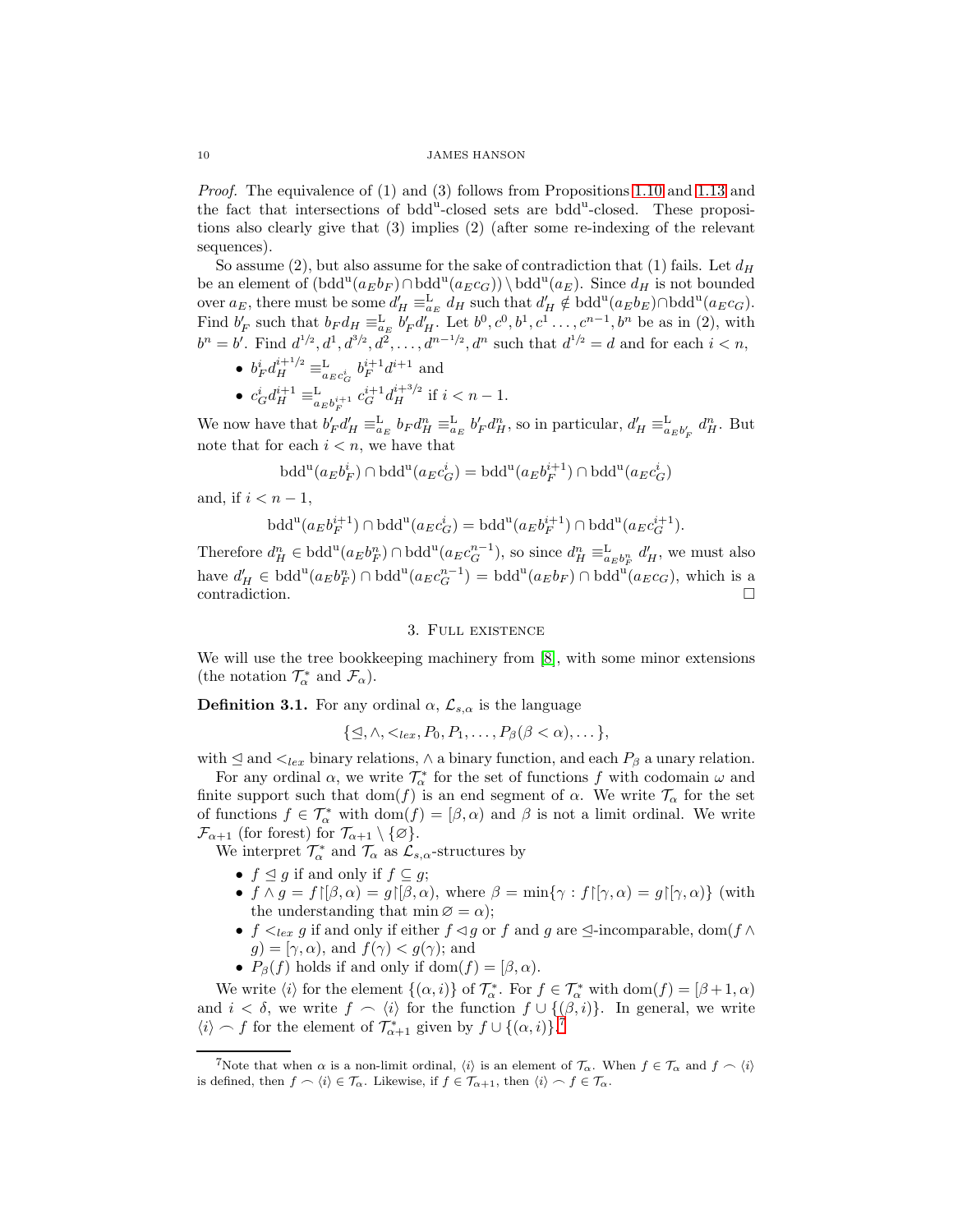*Proof.* The equivalence of (1) and (3) follows from Propositions 1.10 and 1.13 and the fact that intersections of $\mathrm{bdd}^{\mathrm{u}}$-closed sets are $\mathrm{bdd}^{\mathrm{u}}$-closed. These propositions also clearly give that (3) implies (2) (after some re-indexing of the relevant sequences).

So assume (2), but also assume for the sake of contradiction that (1) fails. Let $d_H$ be an element of $(\mathrm{bdd}^{\mathrm{u}}(a_E b_F) \cap \mathrm{bdd}^{\mathrm{u}}(a_E c_G)) \setminus \mathrm{bdd}^{\mathrm{u}}(a_E)$. Since $d_H$ is not bounded over $a_E$, there must be some $d'_H \equiv^{\mathrm{L}}_{a_E} d_H$ such that $d'_H \notin \mathrm{bdd}^{\mathrm{u}}(a_E b_E) \cap \mathrm{bdd}^{\mathrm{u}}(a_E c_G)$. Find $b'_F$ such that $b_F d_H \equiv^{\mathrm{L}}_{a_E} b'_F d'_H$. Let $b^0, c^0, b^1, c^1 \dots, c^{n-1}, b^n$ be as in (2), with $b^n = b'$. Find $d^{1/2}, d^1, d^{3/2}, d^2, \dots, d^{n-1/2}, d^n$ such that $d^{1/2} = d$ and for each $i < n$,

- $b^i_F d^{i+1/2}_H \equiv^{\mathrm{L}}_{a_E c^i_G} b^{i+1}_F d^{i+1}$ and
- $c^i_G d^{i+1}_H \equiv^{\mathrm{L}}_{a_E b^{i+1}_F} c^{i+1}_G d^{i+3/2}_H$ if $i < n-1$.

We now have that $b'_F d'_H \equiv^{\mathrm{L}}_{a_E} b_F d^n_H \equiv^{\mathrm{L}}_{a_E} b'_F d^n_H$, so in particular, $d'_H \equiv^{\mathrm{L}}_{a_E b'_F} d^n_H$. But note that for each $i < n$, we have that

$$\mathrm{bdd}^{\mathrm{u}}(a_E b^i_F) \cap \mathrm{bdd}^{\mathrm{u}}(a_E c^i_G) = \mathrm{bdd}^{\mathrm{u}}(a_E b^{i+1}_F) \cap \mathrm{bdd}^{\mathrm{u}}(a_E c^i_G)$$

and, if $i < n-1$,

$$\mathrm{bdd}^{\mathrm{u}}(a_E b^{i+1}_F) \cap \mathrm{bdd}^{\mathrm{u}}(a_E c^i_G) = \mathrm{bdd}^{\mathrm{u}}(a_E b^{i+1}_F) \cap \mathrm{bdd}^{\mathrm{u}}(a_E c^{i+1}_G).$$

Therefore $d^n_H \in \mathrm{bdd}^{\mathrm{u}}(a_E b^n_F) \cap \mathrm{bdd}^{\mathrm{u}}(a_E c^{n-1}_G)$, so since $d^n_H \equiv^{\mathrm{L}}_{a_E b^n_F} d'_H$, we must also have $d'_H \in \mathrm{bdd}^{\mathrm{u}}(a_E b^n_F) \cap \mathrm{bdd}^{\mathrm{u}}(a_E c^{n-1}_G) = \mathrm{bdd}^{\mathrm{u}}(a_E b_F) \cap \mathrm{bdd}^{\mathrm{u}}(a_E c_G)$, which is a contradiction. ∎

## 3. Full existence

We will use the tree bookkeeping machinery from [8], with some minor extensions (the notation $\mathcal{T}^*_\alpha$ and $\mathcal{F}_\alpha$).

**Definition 3.1.** For any ordinal $\alpha$, $\mathcal{L}_{s,\alpha}$ is the language

$$\{\trianglelefteq, \wedge, <_{lex}, P_0, P_1, \dots, P_\beta(\beta < \alpha), \dots\},$$

with $\trianglelefteq$ and $<_{lex}$ binary relations, $\wedge$ a binary function, and each $P_\beta$ a unary relation.

For any ordinal $\alpha$, we write $\mathcal{T}^*_\alpha$ for the set of functions $f$ with codomain $\omega$ and finite support such that $\mathrm{dom}(f)$ is an end segment of $\alpha$. We write $\mathcal{T}_\alpha$ for the set of functions $f \in \mathcal{T}^*_\alpha$ with $\mathrm{dom}(f) = [\beta, \alpha)$ and $\beta$ is not a limit ordinal. We write $\mathcal{F}_{\alpha+1}$ (for forest) for $\mathcal{T}_{\alpha+1} \setminus \{\varnothing\}$.

We interpret $\mathcal{T}^*_\alpha$ and $\mathcal{T}_\alpha$ as $\mathcal{L}_{s,\alpha}$-structures by

- $f \trianglelefteq g$ if and only if $f \subseteq g$;
- $f \wedge g = f{\restriction}[\beta, \alpha) = g{\restriction}[\beta, \alpha)$, where $\beta = \min\{\gamma : f{\restriction}[\gamma, \alpha) = g{\restriction}[\gamma, \alpha)\}$ (with the understanding that $\min \varnothing = \alpha$);
- $f <_{lex} g$ if and only if either $f \triangleleft g$ or $f$ and $g$ are $\trianglelefteq$-incomparable, $\mathrm{dom}(f \wedge g) = [\gamma, \alpha)$, and $f(\gamma) < g(\gamma)$; and
- $P_\beta(f)$ holds if and only if $\mathrm{dom}(f) = [\beta, \alpha)$.

We write $\langle i \rangle$ for the element $\{(\alpha, i)\}$ of $\mathcal{T}^*_\alpha$. For $f \in \mathcal{T}^*_\alpha$ with $\mathrm{dom}(f) = [\beta+1, \alpha)$ and $i < \delta$, we write $f \frown \langle i \rangle$ for the function $f \cup \{(\beta, i)\}$. In general, we write $\langle i \rangle \frown f$ for the element of $\mathcal{T}^*_{\alpha+1}$ given by $f \cup \{(\alpha, i)\}$.[7]

[7] Note that when $\alpha$ is a non-limit ordinal, $\langle i \rangle$ is an element of $\mathcal{T}_\alpha$. When $f \in \mathcal{T}_\alpha$ and $f \frown \langle i \rangle$ is defined, then $f \frown \langle i \rangle \in \mathcal{T}_\alpha$. Likewise, if $f \in \mathcal{T}_{\alpha+1}$, then $\langle i \rangle \frown f \in \mathcal{T}_\alpha$.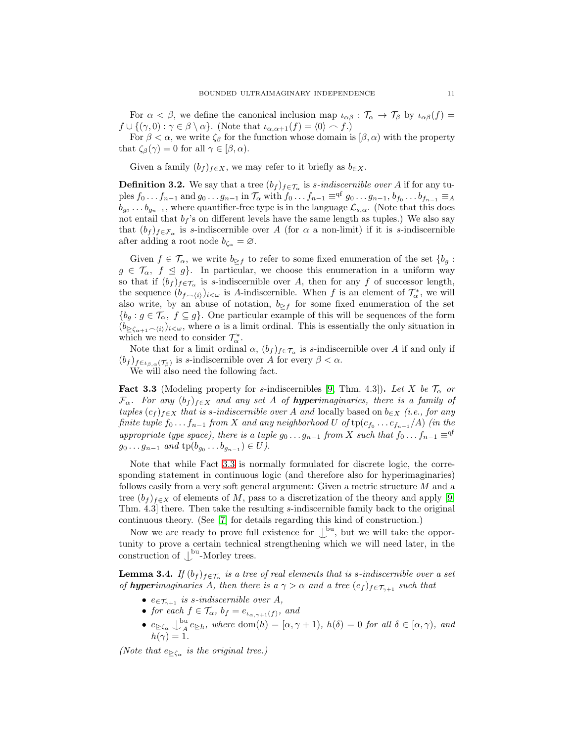For $\alpha < \beta$, we define the canonical inclusion map $\iota_{\alpha\beta} : \mathcal{T}_\alpha \to \mathcal{T}_\beta$ by $\iota_{\alpha\beta}(f) = f \cup \{(\gamma, 0) : \gamma \in \beta \setminus \alpha\}$. (Note that $\iota_{\alpha,\alpha+1}(f) = \langle 0 \rangle \frown f$.)

For $\beta < \alpha$, we write $\zeta_\beta$ for the function whose domain is $[\beta, \alpha)$ with the property that $\zeta_\beta(\gamma) = 0$ for all $\gamma \in [\beta, \alpha)$.

Given a family $(b_f)_{f \in X}$, we may refer to it briefly as $b_{\in X}$.

**Definition 3.2.** We say that a tree $(b_f)_{f \in \mathcal{T}_\alpha}$ is *s-indiscernible over $A$* if for any tuples $f_0 \dots f_{n-1}$ and $g_0 \dots g_{n-1}$ in $\mathcal{T}_\alpha$ with $f_0 \dots f_{n-1} \equiv^{\mathrm{qf}} g_0 \dots g_{n-1}$, $b_{f_0} \dots b_{f_{n-1}} \equiv_A b_{g_0} \dots b_{g_{n-1}}$, where quantifier-free type is in the language $\mathcal{L}_{s,\alpha}$. (Note that this does not entail that $b_f$'s on different levels have the same length as tuples.) We also say that $(b_f)_{f \in \mathcal{F}_\alpha}$ is s-indiscernible over $A$ (for $\alpha$ a non-limit) if it is s-indiscernible after adding a root node $b_{\zeta_\alpha} = \varnothing$.

Given $f \in \mathcal{T}_\alpha$, we write $b_{\trianglerighteq f}$ to refer to some fixed enumeration of the set $\{b_g : g \in \mathcal{T}_\alpha,\ f \trianglelefteq g\}$. In particular, we choose this enumeration in a uniform way so that if $(b_f)_{f \in \mathcal{T}_\alpha}$ is $s$-indiscernible over $A$, then for any $f$ of successor length, the sequence $(b_{f \frown \langle i \rangle})_{i < \omega}$ is $A$-indiscernible. When $f$ is an element of $\mathcal{T}^*_\alpha$, we will also write, by an abuse of notation, $b_{\trianglerighteq f}$ for some fixed enumeration of the set $\{b_g : g \in \mathcal{T}_\alpha,\ f \subseteq g\}$. One particular example of this will be sequences of the form $(b_{\trianglerighteq \zeta_{\alpha+1} \frown \langle i \rangle})_{i < \omega}$, where $\alpha$ is a limit ordinal. This is essentially the only situation in which we need to consider $\mathcal{T}^*_\alpha$.

Note that for a limit ordinal $\alpha$, $(b_f)_{f \in \mathcal{T}_\alpha}$ is $s$-indiscernible over $A$ if and only if $(b_f)_{f \in \iota_{\beta,\alpha}(\mathcal{T}_\beta)}$ is $s$-indiscernible over $A$ for every $\beta < \alpha$.

We will also need the following fact.

**Fact 3.3** (Modeling property for $s$-indiscernibles [9, Thm. 4.3])**.** *Let $X$ be $\mathcal{T}_\alpha$ or $\mathcal{F}_\alpha$. For any $(b_f)_{f \in X}$ and any set $A$ of **hyper**imaginaries, there is a family of tuples $(c_f)_{f \in X}$ that is $s$-indiscernible over $A$ and* locally based *on $b_{\in X}$ (i.e., for any finite tuple $f_0 \dots f_{n-1}$ from $X$ and any neighborhood $U$ of $\mathrm{tp}(c_{f_0} \dots c_{f_{n-1}}/A)$ (in the appropriate type space), there is a tuple $g_0 \dots g_{n-1}$ from $X$ such that $f_0 \dots f_{n-1} \equiv^{\mathrm{qf}} g_0 \dots g_{n-1}$ and $\mathrm{tp}(b_{g_0} \dots b_{g_{n-1}}) \in U$).*

Note that while Fact 3.3 is normally formulated for discrete logic, the corresponding statement in continuous logic (and therefore also for hyperimaginaries) follows easily from a very soft general argument: Given a metric structure $M$ and a tree $(b_f)_{f \in X}$ of elements of $M$, pass to a discretization of the theory and apply [9, Thm. 4.3] there. Then take the resulting $s$-indiscernible family back to the original continuous theory. (See [7] for details regarding this kind of construction.)

Now we are ready to prove full existence for $\mathop{\smile\!\!\!\!\!\!|}^{\mathrm{bu}}$, but we will take the opportunity to prove a certain technical strengthening which we will need later, in the construction of $\mathop{\smile\!\!\!\!\!\!|}^{\mathrm{bu}}$-Morley trees.

**Lemma 3.4.** *If $(b_f)_{f \in \mathcal{T}_\alpha}$ is a tree of real elements that is $s$-indiscernible over a set of **hyper**imaginaries $A$, then there is a $\gamma > \alpha$ and a tree $(e_f)_{f \in \mathcal{T}_{\gamma+1}}$ such that*

- *$e_{\in \mathcal{T}_{\gamma+1}}$ is $s$-indiscernible over $A$,*
- *for each $f \in \mathcal{T}_\alpha$, $b_f = e_{\iota_{\alpha,\gamma+1}(f)}$, and*
- *$e_{\trianglerighteq \zeta_\alpha} \mathop{\smile\!\!\!\!\!\!|}^{\mathrm{bu}}_A e_{\trianglerighteq h}$, where $\mathrm{dom}(h) = [\alpha, \gamma + 1)$, $h(\delta) = 0$ for all $\delta \in [\alpha, \gamma)$, and $h(\gamma) = 1$.*

*(Note that $e_{\trianglerighteq \zeta_\alpha}$ is the original tree.)*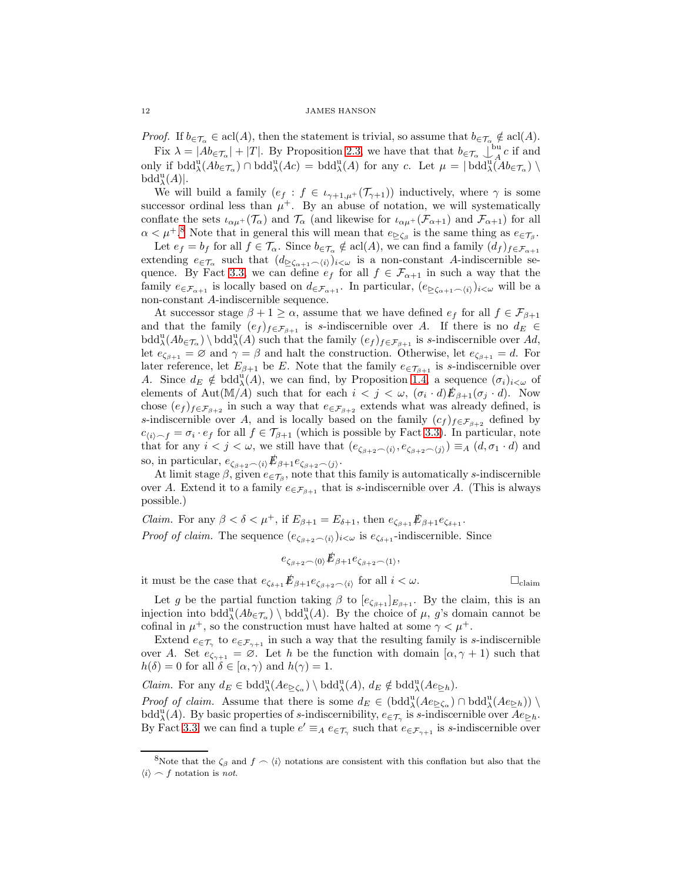*Proof.* If $b_{\in \mathcal{T}_\alpha} \in \operatorname{acl}(A)$, then the statement is trivial, so assume that $b_{\in \mathcal{T}_\alpha} \notin \operatorname{acl}(A)$.

Fix $\lambda = |Ab_{\in \mathcal{T}_\alpha}| + |T|$. By Proposition 2.3, we have that that $b_{\in \mathcal{T}_\alpha} \mathop{\smile\!\!\!\!\!\mid}\nolimits^{\mathrm{bu}}_A c$ if and only if $\operatorname{bdd}^{\mathrm{u}}_\lambda(Ab_{\in \mathcal{T}_\alpha}) \cap \operatorname{bdd}^{\mathrm{u}}_\lambda(Ac) = \operatorname{bdd}^{\mathrm{u}}_\lambda(A)$ for any $c$. Let $\mu = |\operatorname{bdd}^{\mathrm{u}}_\lambda(Ab_{\in \mathcal{T}_\alpha}) \setminus \operatorname{bdd}^{\mathrm{u}}_\lambda(A)|$.

We will build a family $(e_f : f \in \iota_{\gamma+1,\mu^+}(\mathcal{T}_{\gamma+1}))$ inductively, where $\gamma$ is some successor ordinal less than $\mu^+$. By an abuse of notation, we will systematically conflate the sets $\iota_{\alpha\mu^+}(\mathcal{T}_\alpha)$ and $\mathcal{T}_\alpha$ (and likewise for $\iota_{\alpha\mu^+}(\mathcal{F}_{\alpha+1})$ and $\mathcal{F}_{\alpha+1}$) for all $\alpha < \mu^+$.[8] Note that in general this will mean that $e_{\trianglerighteq \zeta_\beta}$ is the same thing as $e_{\in \mathcal{T}_\beta}$.

Let $e_f = b_f$ for all $f \in \mathcal{T}_\alpha$. Since $b_{\in \mathcal{T}_\alpha} \notin \operatorname{acl}(A)$, we can find a family $(d_f)_{f \in \mathcal{F}_{\alpha+1}}$ extending $e_{\in \mathcal{T}_\alpha}$ such that $(d_{\trianglerighteq \zeta_{\alpha+1} \frown \langle i \rangle})_{i<\omega}$ is a non-constant $A$-indiscernible sequence. By Fact 3.3, we can define $e_f$ for all $f \in \mathcal{F}_{\alpha+1}$ in such a way that the family $e_{\in \mathcal{F}_{\alpha+1}}$ is locally based on $d_{\in \mathcal{F}_{\alpha+1}}$. In particular, $(e_{\trianglerighteq \zeta_{\alpha+1} \frown \langle i \rangle})_{i<\omega}$ will be a non-constant $A$-indiscernible sequence.

At successor stage $\beta + 1 \geq \alpha$, assume that we have defined $e_f$ for all $f \in \mathcal{F}_{\beta+1}$ and that the family $(e_f)_{f \in \mathcal{F}_{\beta+1}}$ is $s$-indiscernible over $A$. If there is no $d_E \in \operatorname{bdd}^{\mathrm{u}}_\lambda(Ab_{\in \mathcal{T}_\alpha}) \setminus \operatorname{bdd}^{\mathrm{u}}_\lambda(A)$ such that the family $(e_f)_{f \in \mathcal{F}_{\beta+1}}$ is $s$-indiscernible over $Ad$, let $e_{\zeta_{\beta+1}} = \varnothing$ and $\gamma = \beta$ and halt the construction. Otherwise, let $e_{\zeta_{\beta+1}} = d$. For later reference, let $E_{\beta+1}$ be $E$. Note that the family $e_{\in \mathcal{T}_{\beta+1}}$ is $s$-indiscernible over $A$. Since $d_E \notin \operatorname{bdd}^{\mathrm{u}}_\lambda(A)$, we can find, by Proposition 1.4, a sequence $(\sigma_i)_{i<\omega}$ of elements of $\operatorname{Aut}(\mathbb{M}/A)$ such that for each $i < j < \omega$, $(\sigma_i \cdot d) \not\!E_{\beta+1} (\sigma_j \cdot d)$. Now chose $(e_f)_{f \in \mathcal{F}_{\beta+2}}$ in such a way that $e_{\in \mathcal{F}_{\beta+2}}$ extends what was already defined, is $s$-indiscernible over $A$, and is locally based on the family $(c_f)_{f \in \mathcal{F}_{\beta+2}}$ defined by $c_{\langle i \rangle \frown f} = \sigma_i \cdot e_f$ for all $f \in \mathcal{T}_{\beta+1}$ (which is possible by Fact 3.3). In particular, note that for any $i < j < \omega$, we still have that $(e_{\zeta_{\beta+2} \frown \langle i \rangle}, e_{\zeta_{\beta+2} \frown \langle j \rangle}) \equiv_A (d, \sigma_1 \cdot d)$ and so, in particular, $e_{\zeta_{\beta+2} \frown \langle i \rangle} \not\!E_{\beta+1} e_{\zeta_{\beta+2} \frown \langle j \rangle}$.

At limit stage $\beta$, given $e_{\in \mathcal{T}_\beta}$, note that this family is automatically $s$-indiscernible over $A$. Extend it to a family $e_{\in \mathcal{F}_{\beta+1}}$ that is $s$-indiscernible over $A$. (This is always possible.)

*Claim.* For any $\beta < \delta < \mu^+$, if $E_{\beta+1} = E_{\delta+1}$, then $e_{\zeta_{\beta+1}} \not\!E_{\beta+1} e_{\zeta_{\delta+1}}$.

*Proof of claim.* The sequence $(e_{\zeta_{\beta+2} \frown \langle i \rangle})_{i<\omega}$ is $e_{\zeta_{\delta+1}}$-indiscernible. Since

$$e_{\zeta_{\beta+2} \frown \langle 0 \rangle} \not\!E_{\beta+1} e_{\zeta_{\beta+2} \frown \langle 1 \rangle},$$

it must be the case that $e_{\zeta_{\delta+1}} \not\!E_{\beta+1} e_{\zeta_{\beta+2} \frown \langle i \rangle}$ for all $i < \omega$. $\square_{\text{claim}}$

Let $g$ be the partial function taking $\beta$ to $[e_{\zeta_{\beta+1}}]_{E_{\beta+1}}$. By the claim, this is an injection into $\operatorname{bdd}^{\mathrm{u}}_\lambda(Ab_{\in \mathcal{T}_\alpha}) \setminus \operatorname{bdd}^{\mathrm{u}}_\lambda(A)$. By the choice of $\mu$, $g$'s domain cannot be cofinal in $\mu^+$, so the construction must have halted at some $\gamma < \mu^+$.

Extend $e_{\in \mathcal{T}_\gamma}$ to $e_{\in \mathcal{F}_{\gamma+1}}$ in such a way that the resulting family is $s$-indiscernible over $A$. Set $e_{\zeta_{\gamma+1}} = \varnothing$. Let $h$ be the function with domain $[\alpha, \gamma + 1)$ such that $h(\delta) = 0$ for all $\delta \in [\alpha, \gamma)$ and $h(\gamma) = 1$.

*Claim.* For any $d_E \in \operatorname{bdd}^{\mathrm{u}}_\lambda(Ae_{\trianglerighteq \zeta_\alpha}) \setminus \operatorname{bdd}^{\mathrm{u}}_\lambda(A)$, $d_E \notin \operatorname{bdd}^{\mathrm{u}}_\lambda(Ae_{\trianglerighteq h})$.

*Proof of claim.* Assume that there is some $d_E \in (\operatorname{bdd}^{\mathrm{u}}_\lambda(Ae_{\trianglerighteq \zeta_\alpha}) \cap \operatorname{bdd}^{\mathrm{u}}_\lambda(Ae_{\trianglerighteq h})) \setminus \operatorname{bdd}^{\mathrm{u}}_\lambda(A)$. By basic properties of $s$-indiscernibility, $e_{\in \mathcal{T}_\gamma}$ is $s$-indiscernible over $Ae_{\trianglerighteq h}$. By Fact 3.3, we can find a tuple $e' \equiv_A e_{\in \mathcal{T}_\gamma}$ such that $e_{\in \mathcal{F}_{\gamma+1}}$ is $s$-indiscernible over

[8] Note that the $\zeta_\beta$ and $f \frown \langle i \rangle$ notations are consistent with this conflation but also that the $\langle i \rangle \frown f$ notation is *not*.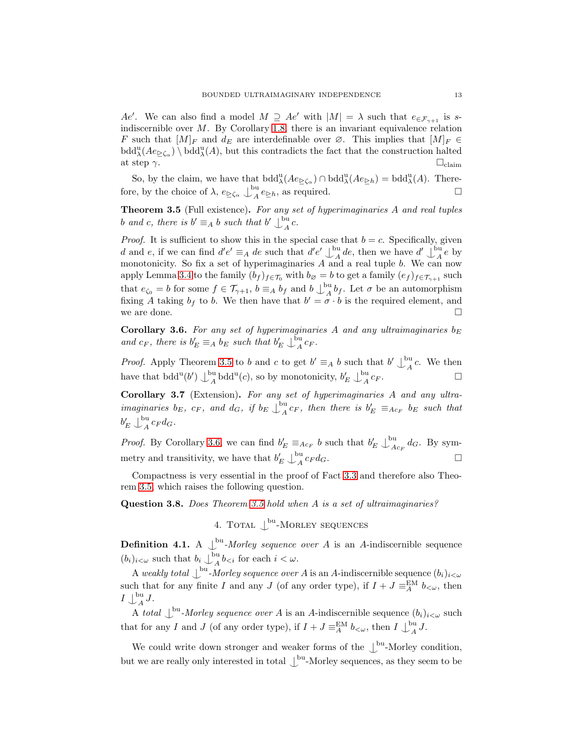$Ae'$. We can also find a model $M \supseteq Ae'$ with $|M| = \lambda$ such that $e_{\in \mathcal{F}_{\gamma+1}}$ is $s$-indiscernible over $M$. By Corollary 1.8, there is an invariant equivalence relation $F$ such that $[M]_F$ and $d_E$ are interdefinable over $\varnothing$. This implies that $[M]_F \in \mathrm{bdd}^{\mathrm{u}}_\lambda(Ae_{\trianglerighteq \zeta_\alpha}) \setminus \mathrm{bdd}^{\mathrm{u}}_\lambda(A)$, but this contradicts the fact that the construction halted at step $\gamma$. $\square_{\text{claim}}$

So, by the claim, we have that $\mathrm{bdd}^{\mathrm{u}}_\lambda(Ae_{\trianglerighteq \zeta_\alpha}) \cap \mathrm{bdd}^{\mathrm{u}}_\lambda(Ae_{\trianglerighteq h}) = \mathrm{bdd}^{\mathrm{u}}_\lambda(A)$. Therefore, by the choice of $\lambda$, $e_{\trianglerighteq \zeta_\alpha} \mathop{\smile\!\!\!\!\!\!|}^{\mathrm{bu}}_A e_{\trianglerighteq h}$, as required. $\square$

**Theorem 3.5** (Full existence). *For any set of hyperimaginaries $A$ and real tuples $b$ and $c$, there is $b' \equiv_A b$ such that $b' \mathop{\smile\!\!\!\!\!\!|}^{\mathrm{bu}}_A c$.*

*Proof.* It is sufficient to show this in the special case that $b = c$. Specifically, given $d$ and $e$, if we can find $d'e' \equiv_A de$ such that $d'e' \mathop{\smile\!\!\!\!\!\!|}^{\mathrm{bu}}_A de$, then we have $d' \mathop{\smile\!\!\!\!\!\!|}^{\mathrm{bu}}_A e$ by monotonicity. So fix a set of hyperimaginaries $A$ and a real tuple $b$. We can now apply Lemma 3.4 to the family $(b_f)_{f \in \mathcal{T}_0}$ with $b_\varnothing = b$ to get a family $(e_f)_{f \in \mathcal{T}_{\gamma+1}}$ such that $e_{\zeta_0} = b$ for some $f \in \mathcal{T}_{\gamma+1}$, $b \equiv_A b_f$ and $b \mathop{\smile\!\!\!\!\!\!|}^{\mathrm{bu}}_A b_f$. Let $\sigma$ be an automorphism fixing $A$ taking $b_f$ to $b$. We then have that $b' = \sigma \cdot b$ is the required element, and we are done. $\square$

**Corollary 3.6.** *For any set of hyperimaginaries $A$ and any ultraimaginaries $b_E$ and $c_F$, there is $b'_E \equiv_A b_E$ such that $b'_E \mathop{\smile\!\!\!\!\!\!|}^{\mathrm{bu}}_A c_F$.*

*Proof.* Apply Theorem 3.5 to $b$ and $c$ to get $b' \equiv_A b$ such that $b' \mathop{\smile\!\!\!\!\!\!|}^{\mathrm{bu}}_A c$. We then have that $\mathrm{bdd}^{\mathrm{u}}(b') \mathop{\smile\!\!\!\!\!\!|}^{\mathrm{bu}}_A \mathrm{bdd}^{\mathrm{u}}(c)$, so by monotonicity, $b'_E \mathop{\smile\!\!\!\!\!\!|}^{\mathrm{bu}}_A c_F$. $\square$

**Corollary 3.7** (Extension)**.** *For any set of hyperimaginaries $A$ and any ultraimaginaries $b_E$, $c_F$, and $d_G$, if $b_E \mathop{\smile\!\!\!\!\!\!|}^{\mathrm{bu}}_A c_F$, then there is $b'_E \equiv_{Ac_F} b_E$ such that $b'_E \mathop{\smile\!\!\!\!\!\!|}^{\mathrm{bu}}_A c_F d_G$.*

*Proof.* By Corollary 3.6, we can find $b'_E \equiv_{Ac_F} b$ such that $b'_E \mathop{\smile\!\!\!\!\!\!|}^{\mathrm{bu}}_{Ac_F} d_G$. By symmetry and transitivity, we have that $b'_E \mathop{\smile\!\!\!\!\!\!|}^{\mathrm{bu}}_A c_F d_G$. $\square$

Compactness is very essential in the proof of Fact 3.3 and therefore also Theorem 3.5, which raises the following question.

**Question 3.8.** *Does Theorem 3.5 hold when $A$ is a set of ultraimaginaries?*

## 4. Total $\mathop{\smile\!\!\!\!\!\!|}^{\mathrm{bu}}$-Morley sequences

**Definition 4.1.** A $\mathop{\smile\!\!\!\!\!\!|}^{\mathrm{bu}}$*-Morley sequence over $A$* is an $A$-indiscernible sequence $(b_i)_{i<\omega}$ such that $b_i \mathop{\smile\!\!\!\!\!\!|}^{\mathrm{bu}}_A b_{<i}$ for each $i < \omega$.

A *weakly total $\mathop{\smile\!\!\!\!\!\!|}^{\mathrm{bu}}$-Morley sequence over $A$* is an $A$-indiscernible sequence $(b_i)_{i<\omega}$ such that for any finite $I$ and any $J$ (of any order type), if $I + J \equiv^{\mathrm{EM}}_A b_{<\omega}$, then $I \mathop{\smile\!\!\!\!\!\!|}^{\mathrm{bu}}_A J$.

A *total $\mathop{\smile\!\!\!\!\!\!|}^{\mathrm{bu}}$-Morley sequence over $A$* is an $A$-indiscernible sequence $(b_i)_{i<\omega}$ such that for any $I$ and $J$ (of any order type), if $I + J \equiv^{\mathrm{EM}}_A b_{<\omega}$, then $I \mathop{\smile\!\!\!\!\!\!|}^{\mathrm{bu}}_A J$.

We could write down stronger and weaker forms of the $\mathop{\smile\!\!\!\!\!\!|}^{\mathrm{bu}}$-Morley condition, but we are really only interested in total $\mathop{\smile\!\!\!\!\!\!|}^{\mathrm{bu}}$-Morley sequences, as they seem to be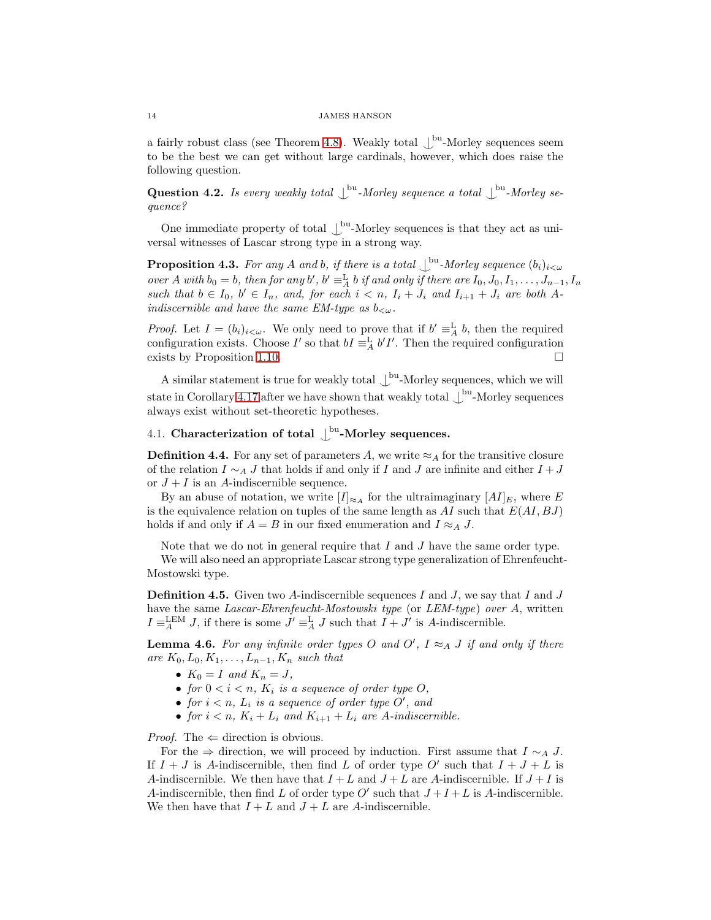a fairly robust class (see Theorem 4.8). Weakly total $\mathop{\smile\!\!\!\!\!\!\mid}^{\text{bu}}$-Morley sequences seem to be the best we can get without large cardinals, however, which does raise the following question.

**Question 4.2.** *Is every weakly total $\mathop{\smile\!\!\!\!\!\!\mid}^{\text{bu}}$-Morley sequence a total $\mathop{\smile\!\!\!\!\!\!\mid}^{\text{bu}}$-Morley sequence?*

One immediate property of total $\mathop{\smile\!\!\!\!\!\!\mid}^{\text{bu}}$-Morley sequences is that they act as universal witnesses of Lascar strong type in a strong way.

**Proposition 4.3.** *For any $A$ and $b$, if there is a total $\mathop{\smile\!\!\!\!\!\!\mid}^{\text{bu}}$-Morley sequence $(b_i)_{i<\omega}$ over $A$ with $b_0 = b$, then for any $b'$, $b' \equiv^{\text{L}}_A b$ if and only if there are $I_0, J_0, I_1, \dots, J_{n-1}, I_n$ such that $b \in I_0$, $b' \in I_n$, and, for each $i < n$, $I_i + J_i$ and $I_{i+1} + J_i$ are both $A$-indiscernible and have the same EM-type as $b_{<\omega}$.*

*Proof.* Let $I = (b_i)_{i<\omega}$. We only need to prove that if $b' \equiv^{\text{L}}_A b$, then the required configuration exists. Choose $I'$ so that $bI \equiv^{\text{L}}_A b'I'$. Then the required configuration exists by Proposition 1.10. $\square$

A similar statement is true for weakly total $\mathop{\smile\!\!\!\!\!\!\mid}^{\text{bu}}$-Morley sequences, which we will state in Corollary 4.17 after we have shown that weakly total $\mathop{\smile\!\!\!\!\!\!\mid}^{\text{bu}}$-Morley sequences always exist without set-theoretic hypotheses.

## 4.1. Characterization of total $\mathop{\smile\!\!\!\!\!\!\mid}^{\text{bu}}$-Morley sequences.

**Definition 4.4.** For any set of parameters $A$, we write $\approx_A$ for the transitive closure of the relation $I \sim_A J$ that holds if and only if $I$ and $J$ are infinite and either $I + J$ or $J + I$ is an $A$-indiscernible sequence.

By an abuse of notation, we write $[I]_{\approx_A}$ for the ultraimaginary $[AI]_E$, where $E$ is the equivalence relation on tuples of the same length as $AI$ such that $E(AI, BJ)$ holds if and only if $A = B$ in our fixed enumeration and $I \approx_A J$.

Note that we do not in general require that $I$ and $J$ have the same order type.

We will also need an appropriate Lascar strong type generalization of Ehrenfeucht-Mostowski type.

**Definition 4.5.** Given two $A$-indiscernible sequences $I$ and $J$, we say that $I$ and $J$ have the same *Lascar-Ehrenfeucht-Mostowski type* (or *LEM-type*) *over* $A$, written $I \equiv^{\text{LEM}}_A J$, if there is some $J' \equiv^{\text{L}}_A J$ such that $I + J'$ is $A$-indiscernible.

**Lemma 4.6.** *For any infinite order types $O$ and $O'$, $I \approx_A J$ if and only if there are $K_0, L_0, K_1, \dots, L_{n-1}, K_n$ such that*

- *$K_0 = I$ and $K_n = J$,*
- *for $0 < i < n$, $K_i$ is a sequence of order type $O$,*
- *for $i < n$, $L_i$ is a sequence of order type $O'$, and*
- *for $i < n$, $K_i + L_i$ and $K_{i+1} + L_i$ are $A$-indiscernible.*

*Proof.* The $\Leftarrow$ direction is obvious.

For the $\Rightarrow$ direction, we will proceed by induction. First assume that $I \sim_A J$. If $I + J$ is $A$-indiscernible, then find $L$ of order type $O'$ such that $I + J + L$ is $A$-indiscernible. We then have that $I + L$ and $J + L$ are $A$-indiscernible. If $J + I$ is $A$-indiscernible, then find $L$ of order type $O'$ such that $J + I + L$ is $A$-indiscernible. We then have that $I + L$ and $J + L$ are $A$-indiscernible.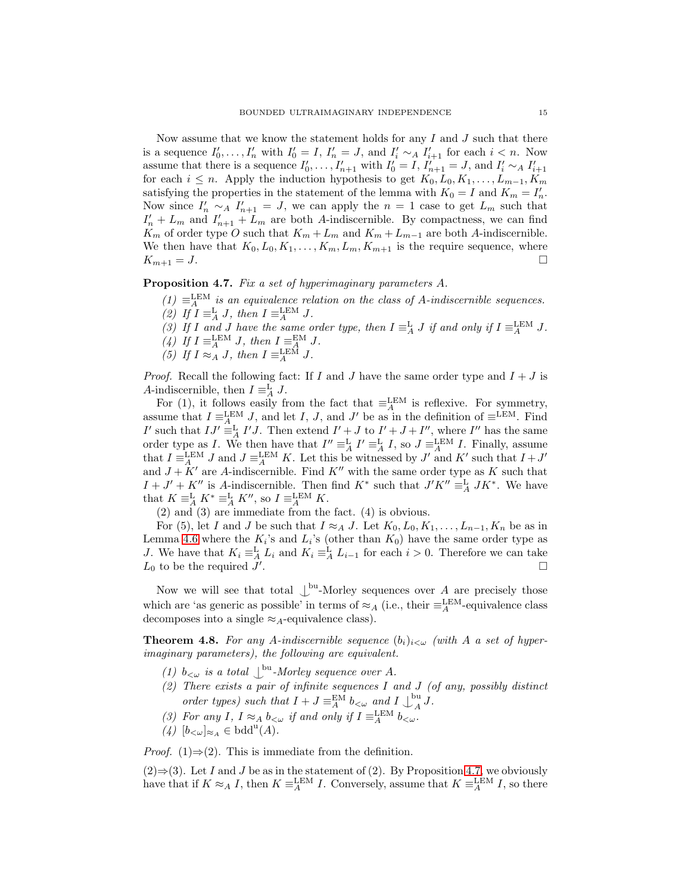Now assume that we know the statement holds for any $I$ and $J$ such that there is a sequence $I'_0, \dots, I'_n$ with $I'_0 = I$, $I'_n = J$, and $I'_i \sim_A I'_{i+1}$ for each $i < n$. Now assume that there is a sequence $I'_0, \dots, I'_{n+1}$ with $I'_0 = I$, $I'_{n+1} = J$, and $I'_i \sim_A I'_{i+1}$ for each $i \leq n$. Apply the induction hypothesis to get $K_0, L_0, K_1, \dots, L_{m-1}, K_m$ satisfying the properties in the statement of the lemma with $K_0 = I$ and $K_m = I'_n$. Now since $I'_n \sim_A I'_{n+1} = J$, we can apply the $n = 1$ case to get $L_m$ such that $I'_n + L_m$ and $I'_{n+1} + L_m$ are both $A$-indiscernible. By compactness, we can find $K_m$ of order type $O$ such that $K_m + L_m$ and $K_m + L_{m-1}$ are both $A$-indiscernible. We then have that $K_0, L_0, K_1, \dots, K_m, L_m, K_{m+1}$ is the require sequence, where $K_{m+1} = J$. □

**Proposition 4.7.** *Fix a set of hyperimaginary parameters $A$.*

1. *$\equiv^{\mathrm{LEM}}_A$ is an equivalence relation on the class of $A$-indiscernible sequences.*
2. *If $I \equiv^{\mathrm{L}}_A J$, then $I \equiv^{\mathrm{LEM}}_A J$.*
3. *If $I$ and $J$ have the same order type, then $I \equiv^{\mathrm{L}}_A J$ if and only if $I \equiv^{\mathrm{LEM}}_A J$.*
4. *If $I \equiv^{\mathrm{LEM}}_A J$, then $I \equiv^{\mathrm{EM}}_A J$.*
5. *If $I \approx_A J$, then $I \equiv^{\mathrm{LEM}}_A J$.*

*Proof.* Recall the following fact: If $I$ and $J$ have the same order type and $I + J$ is $A$-indiscernible, then $I \equiv^{\mathrm{L}}_A J$.

For (1), it follows easily from the fact that $\equiv^{\mathrm{LEM}}_A$ is reflexive. For symmetry, assume that $I \equiv^{\mathrm{LEM}}_A J$, and let $I$, $J$, and $J'$ be as in the definition of $\equiv^{\mathrm{LEM}}$. Find $I'$ such that $IJ' \equiv^{\mathrm{L}}_A I'J$. Then extend $I' + J$ to $I' + J + I''$, where $I''$ has the same order type as $I$. We then have that $I'' \equiv^{\mathrm{L}}_A I' \equiv^{\mathrm{L}}_A I$, so $J \equiv^{\mathrm{LEM}}_A I$. Finally, assume that $I \equiv^{\mathrm{LEM}}_A J$ and $J \equiv^{\mathrm{LEM}}_A K$. Let this be witnessed by $J'$ and $K'$ such that $I + J'$ and $J + K'$ are $A$-indiscernible. Find $K''$ with the same order type as $K$ such that $I + J' + K''$ is $A$-indiscernible. Then find $K^*$ such that $J'K'' \equiv^{\mathrm{L}}_A JK^*$. We have that $K \equiv^{\mathrm{L}}_A K^* \equiv^{\mathrm{L}}_A K''$, so $I \equiv^{\mathrm{LEM}}_A K$.

(2) and (3) are immediate from the fact. (4) is obvious.

For (5), let $I$ and $J$ be such that $I \approx_A J$. Let $K_0, L_0, K_1, \dots, L_{n-1}, K_n$ be as in Lemma 4.6 where the $K_i$'s and $L_i$'s (other than $K_0$) have the same order type as $J$. We have that $K_i \equiv^{\mathrm{L}}_A L_i$ and $K_i \equiv^{\mathrm{L}}_A L_{i-1}$ for each $i > 0$. Therefore we can take $L_0$ to be the required $J'$. □

Now we will see that total $\mathop{\smile\!\!\!\!\!\mid}^{\mathrm{bu}}$-Morley sequences over $A$ are precisely those which are 'as generic as possible' in terms of $\approx_A$ (i.e., their $\equiv^{\mathrm{LEM}}_A$-equivalence class decomposes into a single $\approx_A$-equivalence class).

**Theorem 4.8.** *For any $A$-indiscernible sequence $(b_i)_{i<\omega}$ (with $A$ a set of hyperimaginary parameters), the following are equivalent.*

1. *$b_{<\omega}$ is a total $\mathop{\smile\!\!\!\!\!\mid}^{\mathrm{bu}}$-Morley sequence over $A$.*
2. *There exists a pair of infinite sequences $I$ and $J$ (of any, possibly distinct order types) such that $I + J \equiv^{\mathrm{EM}}_A b_{<\omega}$ and $I \mathop{\smile\!\!\!\!\!\mid}^{\mathrm{bu}}_A J$.*
3. *For any $I$, $I \approx_A b_{<\omega}$ if and only if $I \equiv^{\mathrm{LEM}}_A b_{<\omega}$.*
4. *$[b_{<\omega}]_{\approx_A} \in \mathrm{bdd}^{\mathrm{u}}(A)$.*

*Proof.* (1)⇒(2). This is immediate from the definition.

(2)⇒(3). Let $I$ and $J$ be as in the statement of (2). By Proposition 4.7, we obviously have that if $K \approx_A I$, then $K \equiv^{\mathrm{LEM}}_A I$. Conversely, assume that $K \equiv^{\mathrm{LEM}}_A I$, so there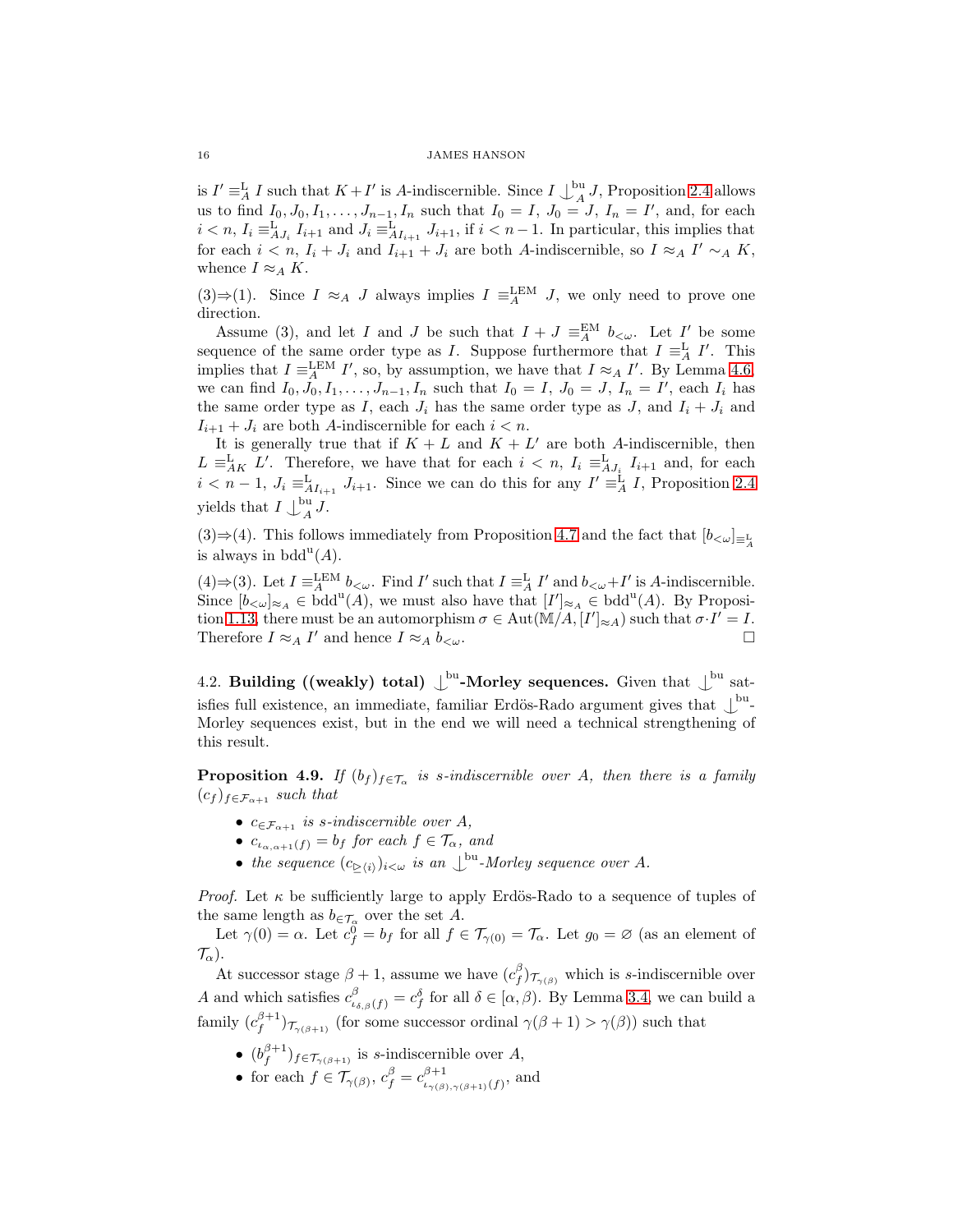is $I' \equiv^{\mathrm{L}}_A I$ such that $K + I'$ is $A$-indiscernible. Since $I \mathop{\smile\!\!\!\!\!\mid}\nolimits^{\mathrm{bu}}_A J$, Proposition 2.4 allows us to find $I_0, J_0, I_1, \dots, J_{n-1}, I_n$ such that $I_0 = I$, $J_0 = J$, $I_n = I'$, and, for each $i < n$, $I_i \equiv^{\mathrm{L}}_{AJ_i} I_{i+1}$ and $J_i \equiv^{\mathrm{L}}_{AI_{i+1}} J_{i+1}$, if $i < n-1$. In particular, this implies that for each $i < n$, $I_i + J_i$ and $I_{i+1} + J_i$ are both $A$-indiscernible, so $I \approx_A I' \sim_A K$, whence $I \approx_A K$.

(3)⇒(1). Since $I \approx_A J$ always implies $I \equiv^{\mathrm{LEM}}_A J$, we only need to prove one direction.

Assume (3), and let $I$ and $J$ be such that $I + J \equiv^{\mathrm{EM}}_A b_{<\omega}$. Let $I'$ be some sequence of the same order type as $I$. Suppose furthermore that $I \equiv^{\mathrm{L}}_A I'$. This implies that $I \equiv^{\mathrm{LEM}}_A I'$, so, by assumption, we have that $I \approx_A I'$. By Lemma 4.6, we can find $I_0, J_0, I_1, \dots, J_{n-1}, I_n$ such that $I_0 = I$, $J_0 = J$, $I_n = I'$, each $I_i$ has the same order type as $I$, each $J_i$ has the same order type as $J$, and $I_i + J_i$ and $I_{i+1} + J_i$ are both $A$-indiscernible for each $i < n$.

It is generally true that if $K + L$ and $K + L'$ are both $A$-indiscernible, then $L \equiv^{\mathrm{L}}_{AK} L'$. Therefore, we have that for each $i < n$, $I_i \equiv^{\mathrm{L}}_{AJ_i} I_{i+1}$ and, for each $i < n-1$, $J_i \equiv^{\mathrm{L}}_{AI_{i+1}} J_{i+1}$. Since we can do this for any $I' \equiv^{\mathrm{L}}_A I$, Proposition 2.4 yields that $I \mathop{\smile\!\!\!\!\!\mid}\nolimits^{\mathrm{bu}}_A J$.

(3)⇒(4). This follows immediately from Proposition 4.7 and the fact that $[b_{<\omega}]_{\equiv^{\mathrm{L}}_A}$ is always in $\mathrm{bdd}^{\mathrm{u}}(A)$.

(4)⇒(3). Let $I \equiv^{\mathrm{LEM}}_A b_{<\omega}$. Find $I'$ such that $I \equiv^{\mathrm{L}}_A I'$ and $b_{<\omega} + I'$ is $A$-indiscernible. Since $[b_{<\omega}]_{\approx_A} \in \mathrm{bdd}^{\mathrm{u}}(A)$, we must also have that $[I']_{\approx_A} \in \mathrm{bdd}^{\mathrm{u}}(A)$. By Proposition 1.13, there must be an automorphism $\sigma \in \mathrm{Aut}(\mathbb{M}/A, [I']_{\approx A})$ such that $\sigma \cdot I' = I$. Therefore $I \approx_A I'$ and hence $I \approx_A b_{<\omega}$. □

### 4.2. Building ((weakly) total) $\mathop{\smile\!\!\!\!\!\mid}\nolimits^{\mathrm{bu}}$-Morley sequences.

Given that $\mathop{\smile\!\!\!\!\!\mid}\nolimits^{\mathrm{bu}}$ satisfies full existence, an immediate, familiar Erdös-Rado argument gives that $\mathop{\smile\!\!\!\!\!\mid}\nolimits^{\mathrm{bu}}$-Morley sequences exist, but in the end we will need a technical strengthening of this result.

**Proposition 4.9.** *If $(b_f)_{f \in \mathcal{T}_\alpha}$ is s-indiscernible over $A$, then there is a family $(c_f)_{f \in \mathcal{F}_{\alpha+1}}$ such that*

- *$c_{\in \mathcal{F}_{\alpha+1}}$ is s-indiscernible over $A$,*
- *$c_{\iota_{\alpha,\alpha+1}(f)} = b_f$ for each $f \in \mathcal{T}_\alpha$, and*
- *the sequence $(c_{\trianglerighteq \langle i \rangle})_{i<\omega}$ is an $\mathop{\smile\!\!\!\!\!\mid}\nolimits^{\mathrm{bu}}$-Morley sequence over $A$.*

*Proof.* Let $\kappa$ be sufficiently large to apply Erdös-Rado to a sequence of tuples of the same length as $b_{\in \mathcal{T}_\alpha}$ over the set $A$.

Let $\gamma(0) = \alpha$. Let $c^0_f = b_f$ for all $f \in \mathcal{T}_{\gamma(0)} = \mathcal{T}_\alpha$. Let $g_0 = \varnothing$ (as an element of $\mathcal{T}_\alpha$).

At successor stage $\beta + 1$, assume we have $(c^\beta_f)_{\mathcal{T}_{\gamma(\beta)}}$ which is s-indiscernible over $A$ and which satisfies $c^\beta_{\iota_{\delta,\beta}(f)} = c^\delta_f$ for all $\delta \in [\alpha, \beta)$. By Lemma 3.4, we can build a family $(c^{\beta+1}_f)_{\mathcal{T}_{\gamma(\beta+1)}}$ (for some successor ordinal $\gamma(\beta+1) > \gamma(\beta)$) such that

- $(b^{\beta+1}_f)_{f \in \mathcal{T}_{\gamma(\beta+1)}}$ is s-indiscernible over $A$,
- for each $f \in \mathcal{T}_{\gamma(\beta)}$, $c^\beta_f = c^{\beta+1}_{\iota_{\gamma(\beta),\gamma(\beta+1)}(f)}$, and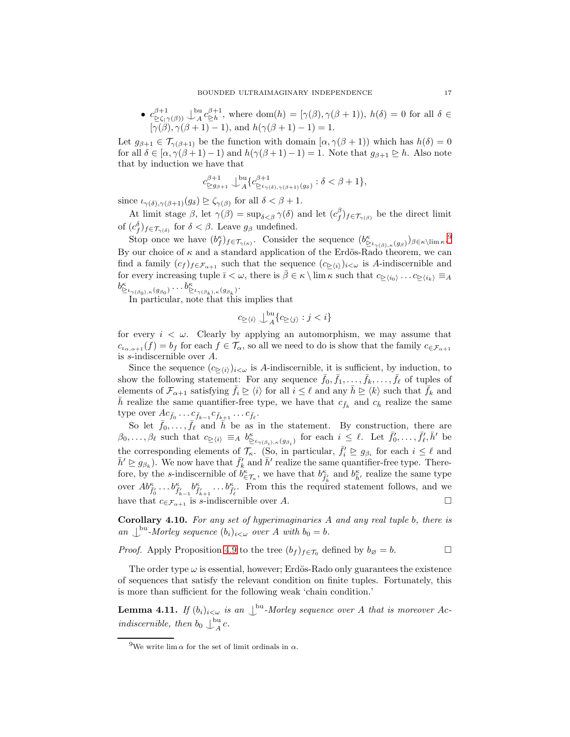- $c^{\beta+1}_{\trianglerighteq\zeta(\gamma(\beta))} \mathop{\smile\!\!\!\!\!\!\vert}^{\mathrm{bu}}_A c^{\beta+1}_{\trianglerighteq h}$, where $\mathrm{dom}(h) = [\gamma(\beta), \gamma(\beta+1))$, $h(\delta) = 0$ for all $\delta \in [\gamma(\beta), \gamma(\beta+1)-1)$, and $h(\gamma(\beta+1)-1) = 1$.

Let $g_{\beta+1} \in \mathcal{T}_{\gamma(\beta+1)}$ be the function with domain $[\alpha, \gamma(\beta+1))$ which has $h(\delta) = 0$ for all $\delta \in [\alpha, \gamma(\beta+1)-1)$ and $h(\gamma(\beta+1)-1) = 1$. Note that $g_{\beta+1} \trianglerighteq h$. Also note that by induction we have that

$$c^{\beta+1}_{\trianglerighteq g_{\beta+1}} \mathop{\smile\!\!\!\!\!\!\vert}^{\mathrm{bu}}_A \{c^{\beta+1}_{\trianglerighteq \iota_{\gamma(\delta),\gamma(\beta+1)}(g_\delta)} : \delta < \beta+1\},$$

since $\iota_{\gamma(\delta),\gamma(\beta+1)}(g_\delta) \trianglerighteq \zeta_{\gamma(\beta)}$ for all $\delta < \beta+1$.

At limit stage $\beta$, let $\gamma(\beta) = \sup_{\delta<\beta}\gamma(\delta)$ and let $(c^\beta_f)_{f\in\mathcal{T}_{\gamma(\beta)}}$ be the direct limit of $(c^\delta_f)_{f\in\mathcal{T}_{\gamma(\delta)}}$ for $\delta < \beta$. Leave $g_\beta$ undefined.

Stop once we have $(b^\kappa_f)_{f\in\mathcal{T}_{\gamma(\kappa)}}$. Consider the sequence $(b^\kappa_{\trianglerighteq\iota_{\gamma(\beta),\kappa}(g_\beta)})_{\beta\in\kappa\setminus\lim\kappa}$.[9] By our choice of $\kappa$ and a standard application of the Erdös-Rado theorem, we can find a family $(c_f)_{f\in\mathcal{F}_{\alpha+1}}$ such that the sequence $(c_{\trianglerighteq\langle i\rangle})_{i<\omega}$ is $A$-indiscernible and for every increasing tuple $\bar{\imath} < \omega$, there is $\bar{\beta} \in \kappa\setminus\lim\kappa$ such that $c_{\trianglerighteq\langle i_0\rangle}\dots c_{\trianglerighteq\langle i_k\rangle} \equiv_A b^\kappa_{\trianglerighteq\iota_{\gamma(\beta_0),\kappa}(g_{\beta_0})}\dots b^\kappa_{\trianglerighteq\iota_{\gamma(\beta_k),\kappa}(g_{\beta_k})}$.

In particular, note that this implies that

$$c_{\trianglerighteq\langle i\rangle} \mathop{\smile\!\!\!\!\!\!\vert}^{\mathrm{bu}}_A \{c_{\trianglerighteq\langle j\rangle} : j < i\}$$

for every $i < \omega$. Clearly by applying an automorphism, we may assume that $c_{\iota_{\alpha,\alpha+1}(f)} = b_f$ for each $f \in \mathcal{T}_\alpha$, so all we need to do is show that the family $c_{\in\mathcal{F}_{\alpha+1}}$ is $s$-indiscernible over $A$.

Since the sequence $(c_{\trianglerighteq\langle i\rangle})_{i<\omega}$ is $A$-indiscernible, it is sufficient, by induction, to show the following statement: For any sequence $\bar{f}_0, \bar{f}_1, \dots, \bar{f}_k, \dots, \bar{f}_\ell$ of tuples of elements of $\mathcal{F}_{\alpha+1}$ satisfying $\bar{f}_i \trianglerighteq \langle i\rangle$ for all $i \le \ell$ and any $\bar{h} \trianglerighteq \langle k\rangle$ such that $\bar{f}_k$ and $\bar{h}$ realize the same quantifier-free type, we have that $c_{\bar{f}_k}$ and $c_{\bar{h}}$ realize the same type over $Ac_{\bar{f}_0}\dots c_{\bar{f}_{k-1}}c_{\bar{f}_{k+1}}\dots c_{\bar{f}_\ell}$.

So let $\bar{f}_0, \dots, \bar{f}_\ell$ and $\bar{h}$ be as in the statement. By construction, there are $\beta_0, \dots, \beta_\ell$ such that $c_{\trianglerighteq\langle i\rangle} \equiv_A b^\kappa_{\trianglerighteq\iota_{\gamma(\beta_i),\kappa}(g_{\beta_i})}$ for each $i \le \ell$. Let $\bar{f}'_0, \dots, \bar{f}'_\ell, \bar{h}'$ be the corresponding elements of $\mathcal{T}_\kappa$. (So, in particular, $\bar{f}'_i \trianglerighteq g_{\beta_i}$ for each $i \le \ell$ and $\bar{h}' \trianglerighteq g_{\beta_k}$). We now have that $\bar{f}'_k$ and $\bar{h}'$ realize the same quantifier-free type. Therefore, by the $s$-indiscernible of $b^\kappa_{\in\mathcal{T}_\kappa}$, we have that $b^\kappa_{\bar{f}'_k}$ and $b^\kappa_{\bar{h}'}$ realize the same type over $Ab^\kappa_{\bar{f}'_0}\dots b^\kappa_{\bar{f}'_{k-1}}b^\kappa_{\bar{f}'_{k+1}}\dots b^\kappa_{\bar{f}'_\ell}$. From this the required statement follows, and we have that $c_{\in\mathcal{F}_{\alpha+1}}$ is $s$-indiscernible over $A$. $\square$

**Corollary 4.10.** *For any set of hyperimaginaries $A$ and any real tuple $b$, there is an $\mathop{\smile\!\!\!\!\!\!\vert}^{\mathrm{bu}}$-Morley sequence $(b_i)_{i<\omega}$ over $A$ with $b_0 = b$.*

*Proof.* Apply Proposition 4.9 to the tree $(b_f)_{f\in\mathcal{T}_0}$ defined by $b_\varnothing = b$. $\square$

The order type $\omega$ is essential, however; Erdös-Rado only guarantees the existence of sequences that satisfy the relevant condition on finite tuples. Fortunately, this is more than sufficient for the following weak 'chain condition.'

**Lemma 4.11.** *If $(b_i)_{i<\omega}$ is an $\mathop{\smile\!\!\!\!\!\!\vert}^{\mathrm{bu}}$-Morley sequence over $A$ that is moreover $Ac$-indiscernible, then $b_0 \mathop{\smile\!\!\!\!\!\!\vert}^{\mathrm{bu}}_A c$.*

[9] We write $\lim\alpha$ for the set of limit ordinals in $\alpha$.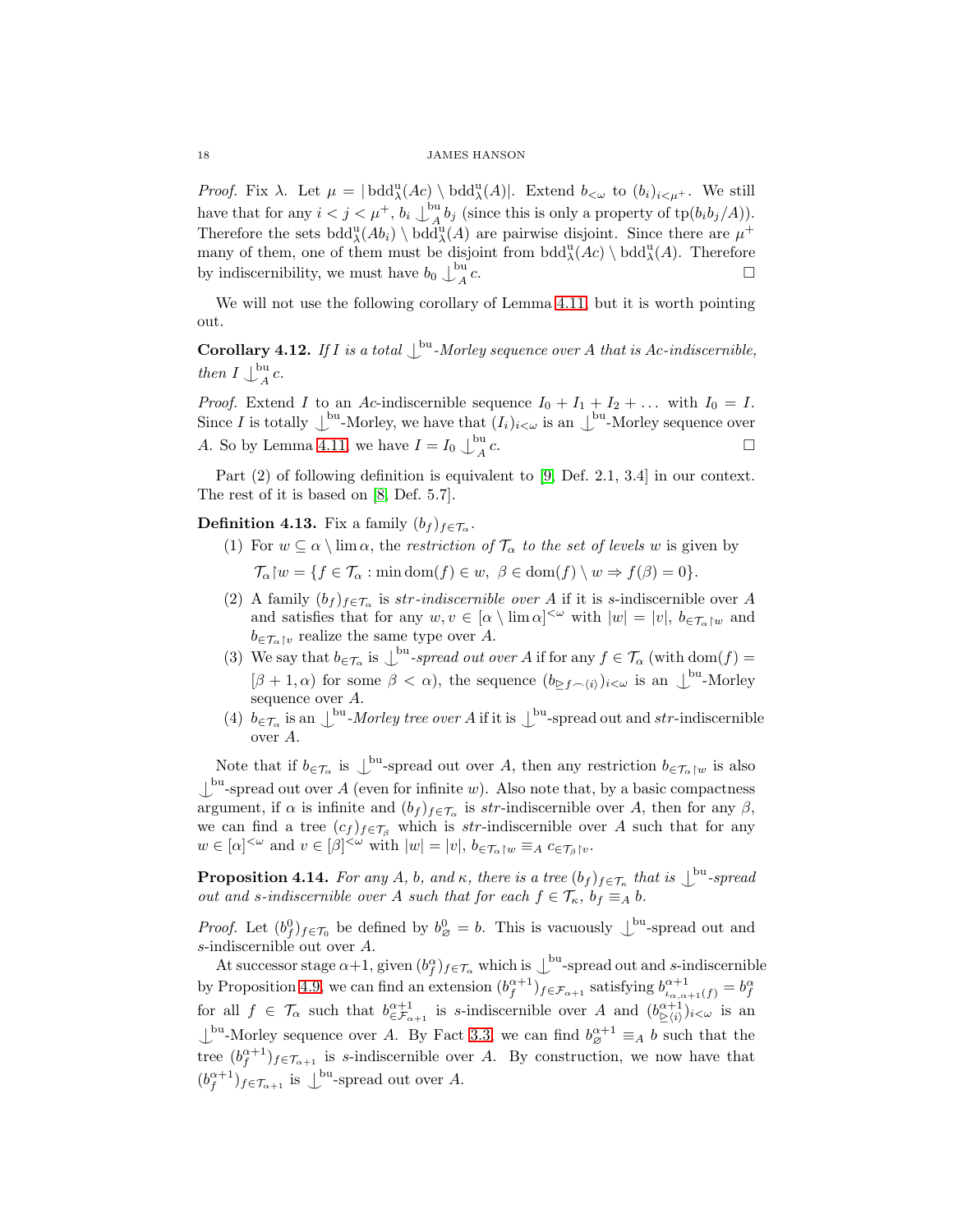*Proof.* Fix $\lambda$. Let $\mu = |\operatorname{bdd}^{\mathrm{u}}_{\lambda}(Ac) \setminus \operatorname{bdd}^{\mathrm{u}}_{\lambda}(A)|$. Extend $b_{<\omega}$ to $(b_i)_{i<\mu^+}$. We still have that for any $i < j < \mu^+$, $b_i \mathop{\smile\!\!\!\!\!\mid}^{\mathrm{bu}}_A b_j$ (since this is only a property of $\operatorname{tp}(b_i b_j/A)$). Therefore the sets $\operatorname{bdd}^{\mathrm{u}}_{\lambda}(Ab_i) \setminus \operatorname{bdd}^{\mathrm{u}}_{\lambda}(A)$ are pairwise disjoint. Since there are $\mu^+$ many of them, one of them must be disjoint from $\operatorname{bdd}^{\mathrm{u}}_{\lambda}(Ac) \setminus \operatorname{bdd}^{\mathrm{u}}_{\lambda}(A)$. Therefore by indiscernibility, we must have $b_0 \mathop{\smile\!\!\!\!\!\mid}^{\mathrm{bu}}_A c$. $\square$

We will not use the following corollary of Lemma 4.11, but it is worth pointing out.

**Corollary 4.12.** *If $I$ is a total $\mathop{\smile\!\!\!\!\!\mid}^{\mathrm{bu}}$-Morley sequence over $A$ that is $Ac$-indiscernible, then $I \mathop{\smile\!\!\!\!\!\mid}^{\mathrm{bu}}_A c$.*

*Proof.* Extend $I$ to an $Ac$-indiscernible sequence $I_0 + I_1 + I_2 + \dots$ with $I_0 = I$. Since $I$ is totally $\mathop{\smile\!\!\!\!\!\mid}^{\mathrm{bu}}$-Morley, we have that $(I_i)_{i<\omega}$ is an $\mathop{\smile\!\!\!\!\!\mid}^{\mathrm{bu}}$-Morley sequence over $A$. So by Lemma 4.11, we have $I = I_0 \mathop{\smile\!\!\!\!\!\mid}^{\mathrm{bu}}_A c$. $\square$

Part (2) of following definition is equivalent to [9, Def. 2.1, 3.4] in our context. The rest of it is based on [8, Def. 5.7].

**Definition 4.13.** Fix a family $(b_f)_{f\in\mathcal{T}_\alpha}$.

1. For $w \subseteq \alpha \setminus \lim \alpha$, the *restriction of $\mathcal{T}_\alpha$ to the set of levels $w$* is given by
$$\mathcal{T}_\alpha\!\restriction\! w = \{f \in \mathcal{T}_\alpha : \min \operatorname{dom}(f) \in w,\ \beta \in \operatorname{dom}(f)\setminus w \Rightarrow f(\beta) = 0\}.$$
2. A family $(b_f)_{f\in\mathcal{T}_\alpha}$ is *str-indiscernible over $A$* if it is $s$-indiscernible over $A$ and satisfies that for any $w, v \in [\alpha \setminus \lim \alpha]^{<\omega}$ with $|w| = |v|$, $b_{\in \mathcal{T}_\alpha\restriction w}$ and $b_{\in\mathcal{T}_\alpha\restriction v}$ realize the same type over $A$.
3. We say that $b_{\in\mathcal{T}_\alpha}$ is $\mathop{\smile\!\!\!\!\!\mid}^{\mathrm{bu}}$*-spread out over $A$* if for any $f \in \mathcal{T}_\alpha$ (with $\operatorname{dom}(f) = [\beta+1, \alpha)$ for some $\beta < \alpha$), the sequence $(b_{\trianglerighteq f^\frown\langle i\rangle})_{i<\omega}$ is an $\mathop{\smile\!\!\!\!\!\mid}^{\mathrm{bu}}$-Morley sequence over $A$.
4. $b_{\in\mathcal{T}_\alpha}$ is an $\mathop{\smile\!\!\!\!\!\mid}^{\mathrm{bu}}$*-Morley tree over $A$* if it is $\mathop{\smile\!\!\!\!\!\mid}^{\mathrm{bu}}$-spread out and *str*-indiscernible over $A$.

Note that if $b_{\in\mathcal{T}_\alpha}$ is $\mathop{\smile\!\!\!\!\!\mid}^{\mathrm{bu}}$-spread out over $A$, then any restriction $b_{\in\mathcal{T}_\alpha\restriction w}$ is also $\mathop{\smile\!\!\!\!\!\mid}^{\mathrm{bu}}$-spread out over $A$ (even for infinite $w$). Also note that, by a basic compactness argument, if $\alpha$ is infinite and $(b_f)_{f\in\mathcal{T}_\alpha}$ is *str*-indiscernible over $A$, then for any $\beta$, we can find a tree $(c_f)_{f\in\mathcal{T}_\beta}$ which is *str*-indiscernible over $A$ such that for any $w \in [\alpha]^{<\omega}$ and $v \in [\beta]^{<\omega}$ with $|w| = |v|$, $b_{\in\mathcal{T}_\alpha\restriction w} \equiv_A c_{\in\mathcal{T}_\beta\restriction v}$.

**Proposition 4.14.** *For any $A$, $b$, and $\kappa$, there is a tree $(b_f)_{f\in\mathcal{T}_\kappa}$ that is $\mathop{\smile\!\!\!\!\!\mid}^{\mathrm{bu}}$-spread out and $s$-indiscernible over $A$ such that for each $f \in \mathcal{T}_\kappa$, $b_f \equiv_A b$.*

*Proof.* Let $(b^0_f)_{f\in\mathcal{T}_0}$ be defined by $b^0_\varnothing = b$. This is vacuously $\mathop{\smile\!\!\!\!\!\mid}^{\mathrm{bu}}$-spread out and $s$-indiscernible out over $A$.

At successor stage $\alpha+1$, given $(b^\alpha_f)_{f\in\mathcal{T}_\alpha}$ which is $\mathop{\smile\!\!\!\!\!\mid}^{\mathrm{bu}}$-spread out and $s$-indiscernible by Proposition 4.9, we can find an extension $(b^{\alpha+1}_f)_{f\in\mathcal{F}_{\alpha+1}}$ satisfying $b^{\alpha+1}_{\iota_{\alpha,\alpha+1}(f)} = b^\alpha_f$ for all $f \in \mathcal{T}_\alpha$ such that $b^{\alpha+1}_{\in\mathcal{F}_{\alpha+1}}$ is $s$-indiscernible over $A$ and $(b^{\alpha+1}_{\trianglerighteq\langle i\rangle})_{i<\omega}$ is an $\mathop{\smile\!\!\!\!\!\mid}^{\mathrm{bu}}$-Morley sequence over $A$. By Fact 3.3, we can find $b^{\alpha+1}_\varnothing \equiv_A b$ such that the tree $(b^{\alpha+1}_f)_{f\in\mathcal{T}_{\alpha+1}}$ is $s$-indiscernible over $A$. By construction, we now have that $(b^{\alpha+1}_f)_{f\in\mathcal{T}_{\alpha+1}}$ is $\mathop{\smile\!\!\!\!\!\mid}^{\mathrm{bu}}$-spread out over $A$.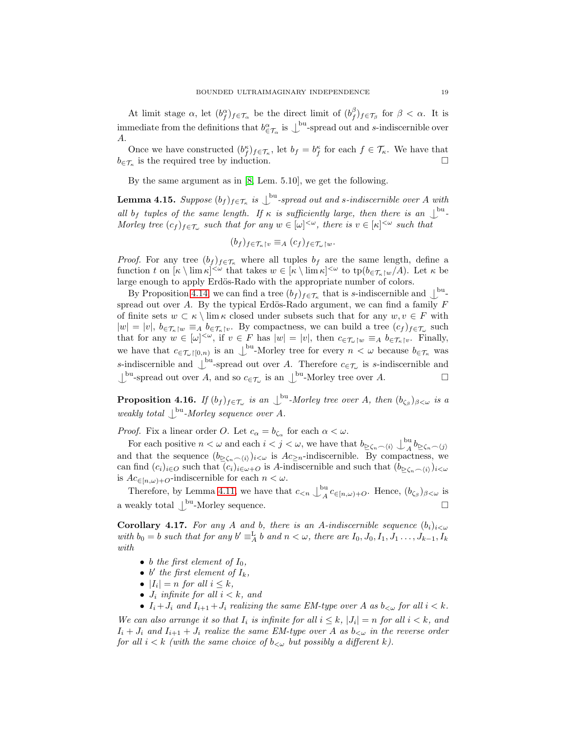At limit stage $\alpha$, let $(b_f^\alpha)_{f\in\mathcal{T}_\alpha}$ be the direct limit of $(b_f^\beta)_{f\in\mathcal{T}_\beta}$ for $\beta < \alpha$. It is immediate from the definitions that $b^\alpha_{\in\mathcal{T}_\alpha}$ is $\mathop{\smile\!\!\!\!\!\!|}^{\text{bu}}$-spread out and $s$-indiscernible over $A$.

Once we have constructed $(b_f^\kappa)_{f\in\mathcal{T}_\kappa}$, let $b_f = b_f^\kappa$ for each $f \in \mathcal{T}_\kappa$. We have that $b_{\in\mathcal{T}_\kappa}$ is the required tree by induction. $\square$

By the same argument as in [8, Lem. 5.10], we get the following.

**Lemma 4.15.** *Suppose $(b_f)_{f\in\mathcal{T}_\kappa}$ is $\mathop{\smile\!\!\!\!\!\!|}^{\text{bu}}$-spread out and $s$-indiscernible over $A$ with all $b_f$ tuples of the same length. If $\kappa$ is sufficiently large, then there is an $\mathop{\smile\!\!\!\!\!\!|}^{\text{bu}}$-Morley tree $(c_f)_{f\in\mathcal{T}_\omega}$ such that for any $w \in [\omega]^{<\omega}$, there is $v \in [\kappa]^{<\omega}$ such that*

$$(b_f)_{f\in\mathcal{T}_\kappa\restriction v} \equiv_A (c_f)_{f\in\mathcal{T}_\omega\restriction w}.$$

*Proof.* For any tree $(b_f)_{f\in\mathcal{T}_\kappa}$ where all tuples $b_f$ are the same length, define a function $t$ on $[\kappa\setminus\lim\kappa]^{<\omega}$ that takes $w \in [\kappa\setminus\lim\kappa]^{<\omega}$ to $\operatorname{tp}(b_{\in\mathcal{T}_\kappa\restriction w}/A)$. Let $\kappa$ be large enough to apply Erdös-Rado with the appropriate number of colors.

By Proposition 4.14, we can find a tree $(b_f)_{f\in\mathcal{T}_\kappa}$ that is $s$-indiscernible and $\mathop{\smile\!\!\!\!\!\!|}^{\text{bu}}$-spread out over $A$. By the typical Erdös-Rado argument, we can find a family $F$ of finite sets $w \subset \kappa\setminus\lim\kappa$ closed under subsets such that for any $w, v \in F$ with $|w| = |v|$, $b_{\in\mathcal{T}_\kappa\restriction w} \equiv_A b_{\in\mathcal{T}_\kappa\restriction v}$. By compactness, we can build a tree $(c_f)_{f\in\mathcal{T}_\omega}$ such that for any $w \in [\omega]^{<\omega}$, if $v \in F$ has $|w| = |v|$, then $c_{\in\mathcal{T}_\omega\restriction w} \equiv_A b_{\in\mathcal{T}_\kappa\restriction v}$. Finally, we have that $c_{\in\mathcal{T}_\omega\restriction[0,n)}$ is an $\mathop{\smile\!\!\!\!\!\!|}^{\text{bu}}$-Morley tree for every $n < \omega$ because $b_{\in\mathcal{T}_\kappa}$ was $s$-indiscernible and $\mathop{\smile\!\!\!\!\!\!|}^{\text{bu}}$-spread out over $A$. Therefore $c_{\in\mathcal{T}_\omega}$ is $s$-indiscernible and $\mathop{\smile\!\!\!\!\!\!|}^{\text{bu}}$-spread out over $A$, and so $c_{\in\mathcal{T}_\omega}$ is an $\mathop{\smile\!\!\!\!\!\!|}^{\text{bu}}$-Morley tree over $A$. $\square$

**Proposition 4.16.** *If $(b_f)_{f\in\mathcal{T}_\omega}$ is an $\mathop{\smile\!\!\!\!\!\!|}^{\text{bu}}$-Morley tree over $A$, then $(b_{\zeta_\beta})_{\beta<\omega}$ is a weakly total $\mathop{\smile\!\!\!\!\!\!|}^{\text{bu}}$-Morley sequence over $A$.*

*Proof.* Fix a linear order $O$. Let $c_\alpha = b_{\zeta_\alpha}$ for each $\alpha < \omega$.

For each positive $n < \omega$ and each $i < j < \omega$, we have that $b_{\trianglerighteq\zeta_n\frown\langle i\rangle} \mathop{\smile\!\!\!\!\!\!|}^{\text{bu}}_A b_{\trianglerighteq\zeta_n\frown\langle j\rangle}$ and that the sequence $(b_{\trianglerighteq\zeta_n\frown\langle i\rangle})_{i<\omega}$ is $Ac_{\geq n}$-indiscernible. By compactness, we can find $(c_i)_{i\in O}$ such that $(c_i)_{i\in\omega+O}$ is $A$-indiscernible and such that $(b_{\trianglerighteq\zeta_n\frown\langle i\rangle})_{i<\omega}$ is $Ac_{\in[n,\omega)+O}$-indiscernible for each $n < \omega$.

Therefore, by Lemma 4.11, we have that $c_{<n} \mathop{\smile\!\!\!\!\!\!|}^{\text{bu}}_A c_{\in[n,\omega)+O}$. Hence, $(b_{\zeta_\beta})_{\beta<\omega}$ is a weakly total $\mathop{\smile\!\!\!\!\!\!|}^{\text{bu}}$-Morley sequence. $\square$

**Corollary 4.17.** *For any $A$ and $b$, there is an $A$-indiscernible sequence $(b_i)_{i<\omega}$ with $b_0 = b$ such that for any $b' \equiv^{\text{L}}_A b$ and $n < \omega$, there are $I_0, J_0, I_1, J_1 \ldots, J_{k-1}, I_k$ with*

- *$b$ the first element of $I_0$,*
- *$b'$ the first element of $I_k$,*
- *$|I_i| = n$ for all $i \leq k$,*
- *$J_i$ infinite for all $i < k$, and*
- *$I_i + J_i$ and $I_{i+1} + J_i$ realizing the same EM-type over $A$ as $b_{<\omega}$ for all $i < k$.*

*We can also arrange it so that $I_i$ is infinite for all $i \leq k$, $|J_i| = n$ for all $i < k$, and $I_i + J_i$ and $I_{i+1} + J_i$ realize the same EM-type over $A$ as $b_{<\omega}$ in the reverse order for all $i < k$ (with the same choice of $b_{<\omega}$ but possibly a different $k$).*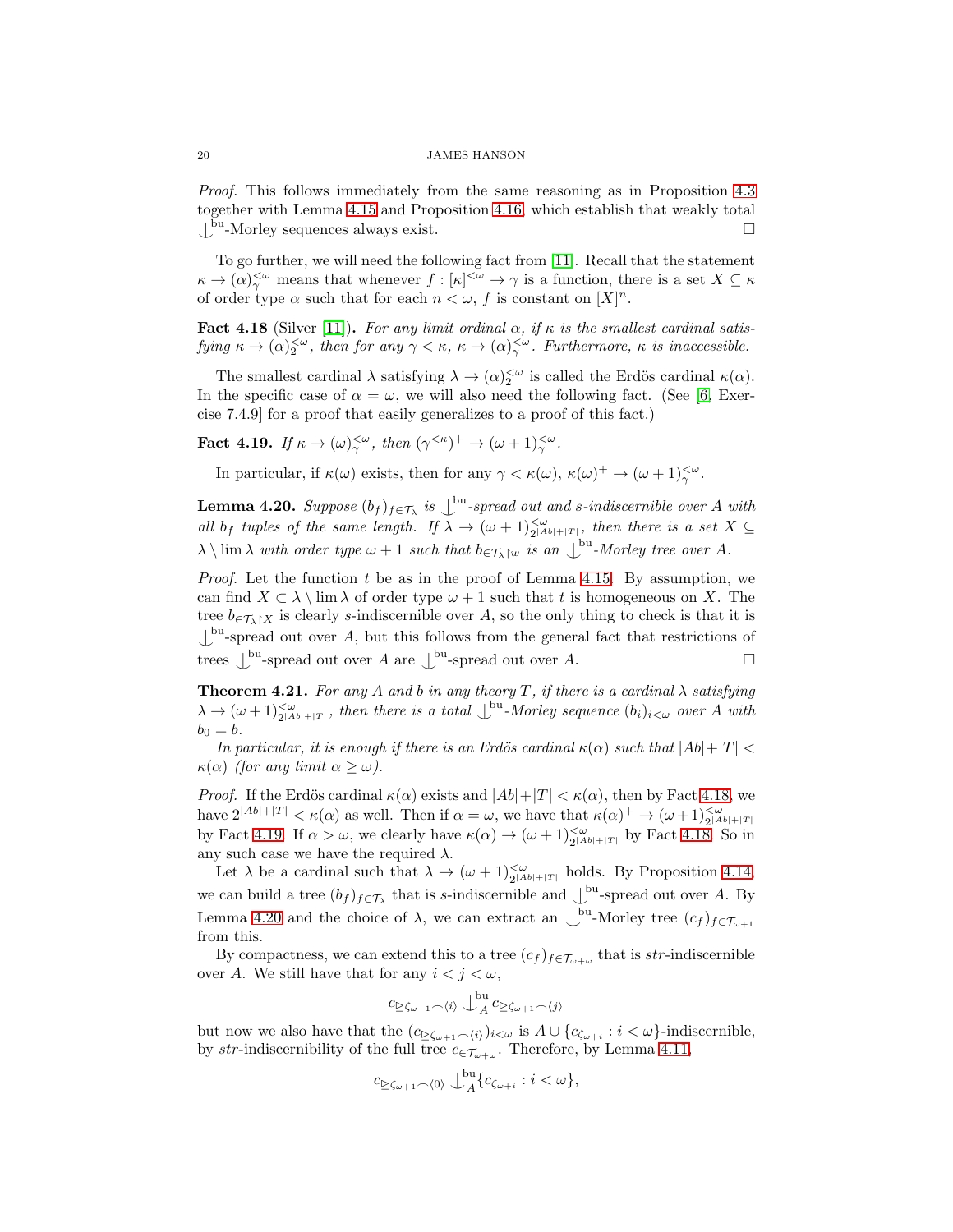*Proof.* This follows immediately from the same reasoning as in Proposition 4.3 together with Lemma 4.15 and Proposition 4.16, which establish that weakly total $\mathop{\smile\!\!\!\!\!\!|}^{\mathrm{bu}}$-Morley sequences always exist. □

To go further, we will need the following fact from [11]. Recall that the statement $\kappa \to (\alpha)^{<\omega}_{\gamma}$ means that whenever $f : [\kappa]^{<\omega} \to \gamma$ is a function, there is a set $X \subseteq \kappa$ of order type $\alpha$ such that for each $n < \omega$, $f$ is constant on $[X]^n$.

**Fact 4.18** (Silver [11])**.** *For any limit ordinal $\alpha$, if $\kappa$ is the smallest cardinal satisfying $\kappa \to (\alpha)^{<\omega}_2$, then for any $\gamma < \kappa$, $\kappa \to (\alpha)^{<\omega}_{\gamma}$. Furthermore, $\kappa$ is inaccessible.*

The smallest cardinal $\lambda$ satisfying $\lambda \to (\alpha)^{<\omega}_2$ is called the Erdös cardinal $\kappa(\alpha)$. In the specific case of $\alpha = \omega$, we will also need the following fact. (See [6, Exercise 7.4.9] for a proof that easily generalizes to a proof of this fact.)

**Fact 4.19.** *If $\kappa \to (\omega)^{<\omega}_{\gamma}$, then $(\gamma^{<\kappa})^+ \to (\omega+1)^{<\omega}_{\gamma}$.*

In particular, if $\kappa(\omega)$ exists, then for any $\gamma < \kappa(\omega)$, $\kappa(\omega)^+ \to (\omega+1)^{<\omega}_{\gamma}$.

**Lemma 4.20.** *Suppose $(b_f)_{f \in \mathcal{T}_\lambda}$ is $\mathop{\smile\!\!\!\!\!\!|}^{\mathrm{bu}}$-spread out and s-indiscernible over $A$ with all $b_f$ tuples of the same length. If $\lambda \to (\omega+1)^{<\omega}_{2^{|Ab|+|T|}}$, then there is a set $X \subseteq \lambda \setminus \lim \lambda$ with order type $\omega+1$ such that $b_{\in \mathcal{T}_\lambda \upharpoonright w}$ is an $\mathop{\smile\!\!\!\!\!\!|}^{\mathrm{bu}}$-Morley tree over $A$.*

*Proof.* Let the function $t$ be as in the proof of Lemma 4.15. By assumption, we can find $X \subset \lambda \setminus \lim \lambda$ of order type $\omega+1$ such that $t$ is homogeneous on $X$. The tree $b_{\in \mathcal{T}_\lambda \upharpoonright X}$ is clearly $s$-indiscernible over $A$, so the only thing to check is that it is $\mathop{\smile\!\!\!\!\!\!|}^{\mathrm{bu}}$-spread out over $A$, but this follows from the general fact that restrictions of trees $\mathop{\smile\!\!\!\!\!\!|}^{\mathrm{bu}}$-spread out over $A$ are $\mathop{\smile\!\!\!\!\!\!|}^{\mathrm{bu}}$-spread out over $A$. □

**Theorem 4.21.** *For any $A$ and $b$ in any theory $T$, if there is a cardinal $\lambda$ satisfying $\lambda \to (\omega+1)^{<\omega}_{2^{|Ab|+|T|}}$, then there is a total $\mathop{\smile\!\!\!\!\!\!|}^{\mathrm{bu}}$-Morley sequence $(b_i)_{i<\omega}$ over $A$ with $b_0 = b$.*

*In particular, it is enough if there is an Erdös cardinal $\kappa(\alpha)$ such that $|Ab|+|T| < \kappa(\alpha)$ (for any limit $\alpha \geq \omega$).*

*Proof.* If the Erdös cardinal $\kappa(\alpha)$ exists and $|Ab|+|T| < \kappa(\alpha)$, then by Fact 4.18, we have $2^{|Ab|+|T|} < \kappa(\alpha)$ as well. Then if $\alpha = \omega$, we have that $\kappa(\alpha)^+ \to (\omega+1)^{<\omega}_{2^{|Ab|+|T|}}$ by Fact 4.19. If $\alpha > \omega$, we clearly have $\kappa(\alpha) \to (\omega+1)^{<\omega}_{2^{|Ab|+|T|}}$ by Fact 4.18. So in any such case we have the required $\lambda$.

Let $\lambda$ be a cardinal such that $\lambda \to (\omega+1)^{<\omega}_{2^{|Ab|+|T|}}$ holds. By Proposition 4.14, we can build a tree $(b_f)_{f \in \mathcal{T}_\lambda}$ that is $s$-indiscernible and $\mathop{\smile\!\!\!\!\!\!|}^{\mathrm{bu}}$-spread out over $A$. By Lemma 4.20 and the choice of $\lambda$, we can extract an $\mathop{\smile\!\!\!\!\!\!|}^{\mathrm{bu}}$-Morley tree $(c_f)_{f \in \mathcal{T}_{\omega+1}}$ from this.

By compactness, we can extend this to a tree $(c_f)_{f \in \mathcal{T}_{\omega+\omega}}$ that is $str$-indiscernible over $A$. We still have that for any $i < j < \omega$,

$$c_{\trianglerighteq \zeta_{\omega+1} \frown \langle i \rangle} \mathop{\smile\!\!\!\!\!\!|}^{\mathrm{bu}}_A c_{\trianglerighteq \zeta_{\omega+1} \frown \langle j \rangle}$$

but now we also have that the $(c_{\trianglerighteq \zeta_{\omega+1} \frown \langle i \rangle})_{i<\omega}$ is $A \cup \{c_{\zeta_{\omega+i}} : i < \omega\}$-indiscernible, by $str$-indiscernibility of the full tree $c_{\in \mathcal{T}_{\omega+\omega}}$. Therefore, by Lemma 4.11,

$$c_{\trianglerighteq \zeta_{\omega+1} \frown \langle 0 \rangle} \mathop{\smile\!\!\!\!\!\!|}^{\mathrm{bu}}_A \{c_{\zeta_{\omega+i}} : i < \omega\},$$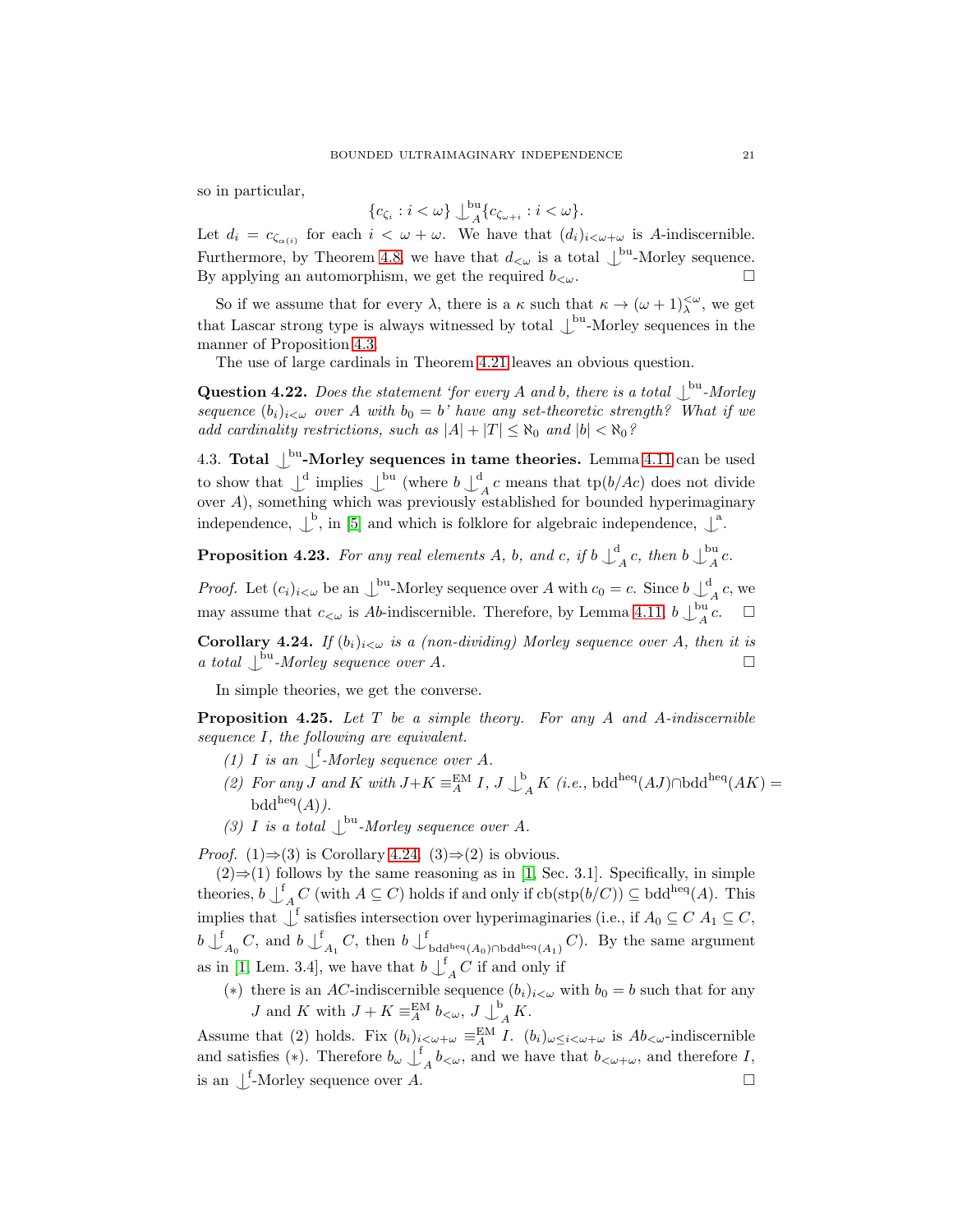so in particular,

$$\{c_{\zeta_i} : i < \omega\} \mathop{\smile\!\!\!\!\!\!|}^{\text{bu}}_A \{c_{\zeta_{\omega+i}} : i < \omega\}.$$

Let $d_i = c_{\zeta_{\alpha(i)}}$ for each $i < \omega + \omega$. We have that $(d_i)_{i<\omega+\omega}$ is $A$-indiscernible. Furthermore, by Theorem 4.8, we have that $d_{<\omega}$ is a total $\mathop{\smile\!\!\!\!\!\!|}^{\text{bu}}$-Morley sequence. By applying an automorphism, we get the required $b_{<\omega}$. □

So if we assume that for every $\lambda$, there is a $\kappa$ such that $\kappa \to (\omega + 1)^{<\omega}_\lambda$, we get that Lascar strong type is always witnessed by total $\mathop{\smile\!\!\!\!\!\!|}^{\text{bu}}$-Morley sequences in the manner of Proposition 4.3.

The use of large cardinals in Theorem 4.21 leaves an obvious question.

**Question 4.22.** *Does the statement 'for every $A$ and $b$, there is a total $\mathop{\smile\!\!\!\!\!\!|}^{\text{bu}}$-Morley sequence $(b_i)_{i<\omega}$ over $A$ with $b_0 = b$' have any set-theoretic strength? What if we add cardinality restrictions, such as $|A| + |T| \leq \aleph_0$ and $|b| < \aleph_0$?*

4.3. **Total $\mathop{\smile\!\!\!\!\!\!|}^{\text{bu}}$-Morley sequences in tame theories.** Lemma 4.11 can be used to show that $\mathop{\smile\!\!\!\!\!\!|}^{\text{d}}$ implies $\mathop{\smile\!\!\!\!\!\!|}^{\text{bu}}$ (where $b \mathop{\smile\!\!\!\!\!\!|}^{\text{d}}_A c$ means that $\text{tp}(b/Ac)$ does not divide over $A$), something which was previously established for bounded hyperimaginary independence, $\mathop{\smile\!\!\!\!\!\!|}^{\text{b}}$, in [5] and which is folklore for algebraic independence, $\mathop{\smile\!\!\!\!\!\!|}^{\text{a}}$.

**Proposition 4.23.** *For any real elements $A$, $b$, and $c$, if $b \mathop{\smile\!\!\!\!\!\!|}^{\text{d}}_A c$, then $b \mathop{\smile\!\!\!\!\!\!|}^{\text{bu}}_A c$.*

*Proof.* Let $(c_i)_{i<\omega}$ be an $\mathop{\smile\!\!\!\!\!\!|}^{\text{bu}}$-Morley sequence over $A$ with $c_0 = c$. Since $b \mathop{\smile\!\!\!\!\!\!|}^{\text{d}}_A c$, we may assume that $c_{<\omega}$ is $Ab$-indiscernible. Therefore, by Lemma 4.11, $b \mathop{\smile\!\!\!\!\!\!|}^{\text{bu}}_A c$. □

**Corollary 4.24.** *If $(b_i)_{i<\omega}$ is a (non-dividing) Morley sequence over $A$, then it is a total $\mathop{\smile\!\!\!\!\!\!|}^{\text{bu}}$-Morley sequence over $A$.* □

In simple theories, we get the converse.

**Proposition 4.25.** *Let $T$ be a simple theory. For any $A$ and $A$-indiscernible sequence $I$, the following are equivalent.*

*(1) $I$ is an $\mathop{\smile\!\!\!\!\!\!|}^{\text{f}}$-Morley sequence over $A$.*

*(2) For any $J$ and $K$ with $J+K \equiv^{\text{EM}}_A I$, $J \mathop{\smile\!\!\!\!\!\!|}^{\text{b}}_A K$ (i.e., $\text{bdd}^{\text{heq}}(AJ) \cap \text{bdd}^{\text{heq}}(AK) = \text{bdd}^{\text{heq}}(A)$).*

*(3) $I$ is a total $\mathop{\smile\!\!\!\!\!\!|}^{\text{bu}}$-Morley sequence over $A$.*

*Proof.* (1)⇒(3) is Corollary 4.24. (3)⇒(2) is obvious.

(2)⇒(1) follows by the same reasoning as in [1, Sec. 3.1]. Specifically, in simple theories, $b \mathop{\smile\!\!\!\!\!\!|}^{\text{f}}_A C$ (with $A \subseteq C$) holds if and only if $\text{cb}(\text{stp}(b/C)) \subseteq \text{bdd}^{\text{heq}}(A)$. This implies that $\mathop{\smile\!\!\!\!\!\!|}^{\text{f}}$ satisfies intersection over hyperimaginaries (i.e., if $A_0 \subseteq C$ $A_1 \subseteq C$, $b \mathop{\smile\!\!\!\!\!\!|}^{\text{f}}_{A_0} C$, and $b \mathop{\smile\!\!\!\!\!\!|}^{\text{f}}_{A_1} C$, then $b \mathop{\smile\!\!\!\!\!\!|}^{\text{f}}_{\text{bdd}^{\text{heq}}(A_0)\cap\text{bdd}^{\text{heq}}(A_1)} C$). By the same argument as in [1, Lem. 3.4], we have that $b \mathop{\smile\!\!\!\!\!\!|}^{\text{f}}_A C$ if and only if

(∗) there is an $AC$-indiscernible sequence $(b_i)_{i<\omega}$ with $b_0 = b$ such that for any $J$ and $K$ with $J + K \equiv^{\text{EM}}_A b_{<\omega}$, $J \mathop{\smile\!\!\!\!\!\!|}^{\text{b}}_A K$.

Assume that (2) holds. Fix $(b_i)_{i<\omega+\omega} \equiv^{\text{EM}}_A I$. $(b_i)_{\omega\leq i<\omega+\omega}$ is $Ab_{<\omega}$-indiscernible and satisfies (∗). Therefore $b_\omega \mathop{\smile\!\!\!\!\!\!|}^{\text{f}}_A b_{<\omega}$, and we have that $b_{<\omega+\omega}$, and therefore $I$, is an $\mathop{\smile\!\!\!\!\!\!|}^{\text{f}}$-Morley sequence over $A$. □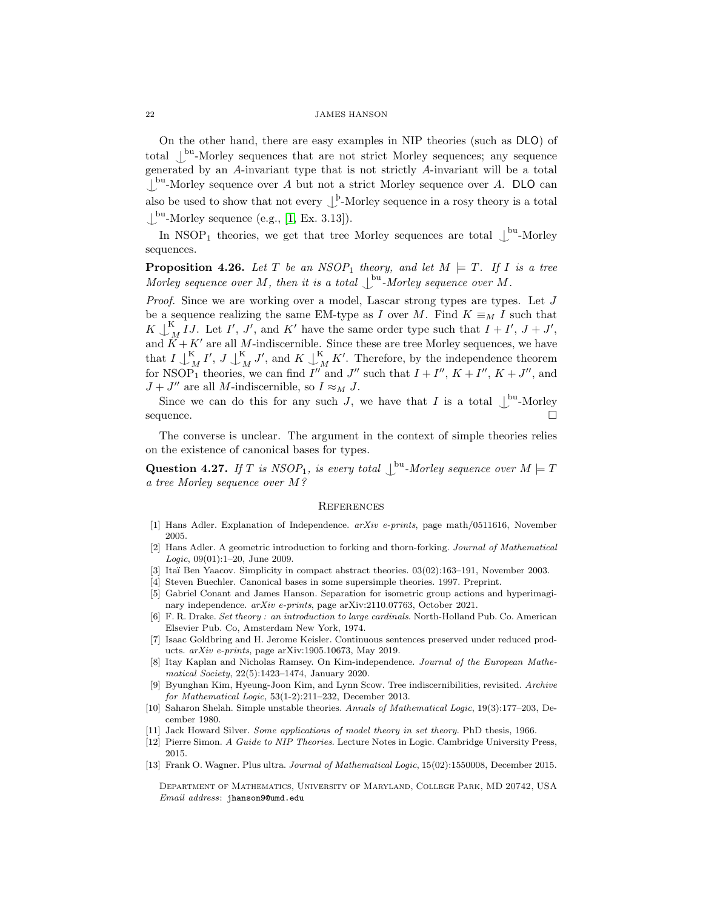On the other hand, there are easy examples in NIP theories (such as DLO) of total $\mathop{\smile\!\!\!\!\!\!\mid}^{\mathrm{bu}}$-Morley sequences that are not strict Morley sequences; any sequence generated by an $A$-invariant type that is not strictly $A$-invariant will be a total $\mathop{\smile\!\!\!\!\!\!\mid}^{\mathrm{bu}}$-Morley sequence over $A$ but not a strict Morley sequence over $A$. DLO can also be used to show that not every $\mathop{\smile\!\!\!\!\!\!\mid}^{\text{þ}}$-Morley sequence in a rosy theory is a total $\mathop{\smile\!\!\!\!\!\!\mid}^{\mathrm{bu}}$-Morley sequence (e.g., [1, Ex. 3.13]).

In NSOP$_1$ theories, we get that tree Morley sequences are total $\mathop{\smile\!\!\!\!\!\!\mid}^{\mathrm{bu}}$-Morley sequences.

**Proposition 4.26.** *Let $T$ be an NSOP$_1$ theory, and let $M \models T$. If $I$ is a tree Morley sequence over $M$, then it is a total $\mathop{\smile\!\!\!\!\!\!\mid}^{\mathrm{bu}}$-Morley sequence over $M$.*

*Proof.* Since we are working over a model, Lascar strong types are types. Let $J$ be a sequence realizing the same EM-type as $I$ over $M$. Find $K \equiv_M I$ such that $K \mathop{\smile\!\!\!\!\!\!\mid}^{\mathrm{K}}_M IJ$. Let $I'$, $J'$, and $K'$ have the same order type such that $I + I'$, $J + J'$, and $K + K'$ are all $M$-indiscernible. Since these are tree Morley sequences, we have that $I \mathop{\smile\!\!\!\!\!\!\mid}^{\mathrm{K}}_M I'$, $J \mathop{\smile\!\!\!\!\!\!\mid}^{\mathrm{K}}_M J'$, and $K \mathop{\smile\!\!\!\!\!\!\mid}^{\mathrm{K}}_M K'$. Therefore, by the independence theorem for NSOP$_1$ theories, we can find $I''$ and $J''$ such that $I + I''$, $K + I''$, $K + J''$, and $J + J''$ are all $M$-indiscernible, so $I \approx_M J$.

Since we can do this for any such $J$, we have that $I$ is a total $\mathop{\smile\!\!\!\!\!\!\mid}^{\mathrm{bu}}$-Morley sequence. □

The converse is unclear. The argument in the context of simple theories relies on the existence of canonical bases for types.

**Question 4.27.** *If $T$ is NSOP$_1$, is every total $\mathop{\smile\!\!\!\!\!\!\mid}^{\mathrm{bu}}$-Morley sequence over $M \models T$ a tree Morley sequence over $M$?*

## References

[1] Hans Adler. Explanation of Independence. *arXiv e-prints*, page math/0511616, November 2005.

[2] Hans Adler. A geometric introduction to forking and thorn-forking. *Journal of Mathematical Logic*, 09(01):1–20, June 2009.

[3] Itaï Ben Yaacov. Simplicity in compact abstract theories. 03(02):163–191, November 2003.

[4] Steven Buechler. Canonical bases in some supersimple theories. 1997. Preprint.

[5] Gabriel Conant and James Hanson. Separation for isometric group actions and hyperimaginary independence. *arXiv e-prints*, page arXiv:2110.07763, October 2021.

[6] F. R. Drake. *Set theory : an introduction to large cardinals*. North-Holland Pub. Co. American Elsevier Pub. Co, Amsterdam New York, 1974.

[7] Isaac Goldbring and H. Jerome Keisler. Continuous sentences preserved under reduced products. *arXiv e-prints*, page arXiv:1905.10673, May 2019.

[8] Itay Kaplan and Nicholas Ramsey. On Kim-independence. *Journal of the European Mathematical Society*, 22(5):1423–1474, January 2020.

[9] Byunghan Kim, Hyeung-Joon Kim, and Lynn Scow. Tree indiscernibilities, revisited. *Archive for Mathematical Logic*, 53(1-2):211–232, December 2013.

[10] Saharon Shelah. Simple unstable theories. *Annals of Mathematical Logic*, 19(3):177–203, December 1980.

[11] Jack Howard Silver. *Some applications of model theory in set theory*. PhD thesis, 1966.

[12] Pierre Simon. *A Guide to NIP Theories*. Lecture Notes in Logic. Cambridge University Press, 2015.

[13] Frank O. Wagner. Plus ultra. *Journal of Mathematical Logic*, 15(02):1550008, December 2015.

Department of Mathematics, University of Maryland, College Park, MD 20742, USA
*Email address*: jhanson9@umd.edu